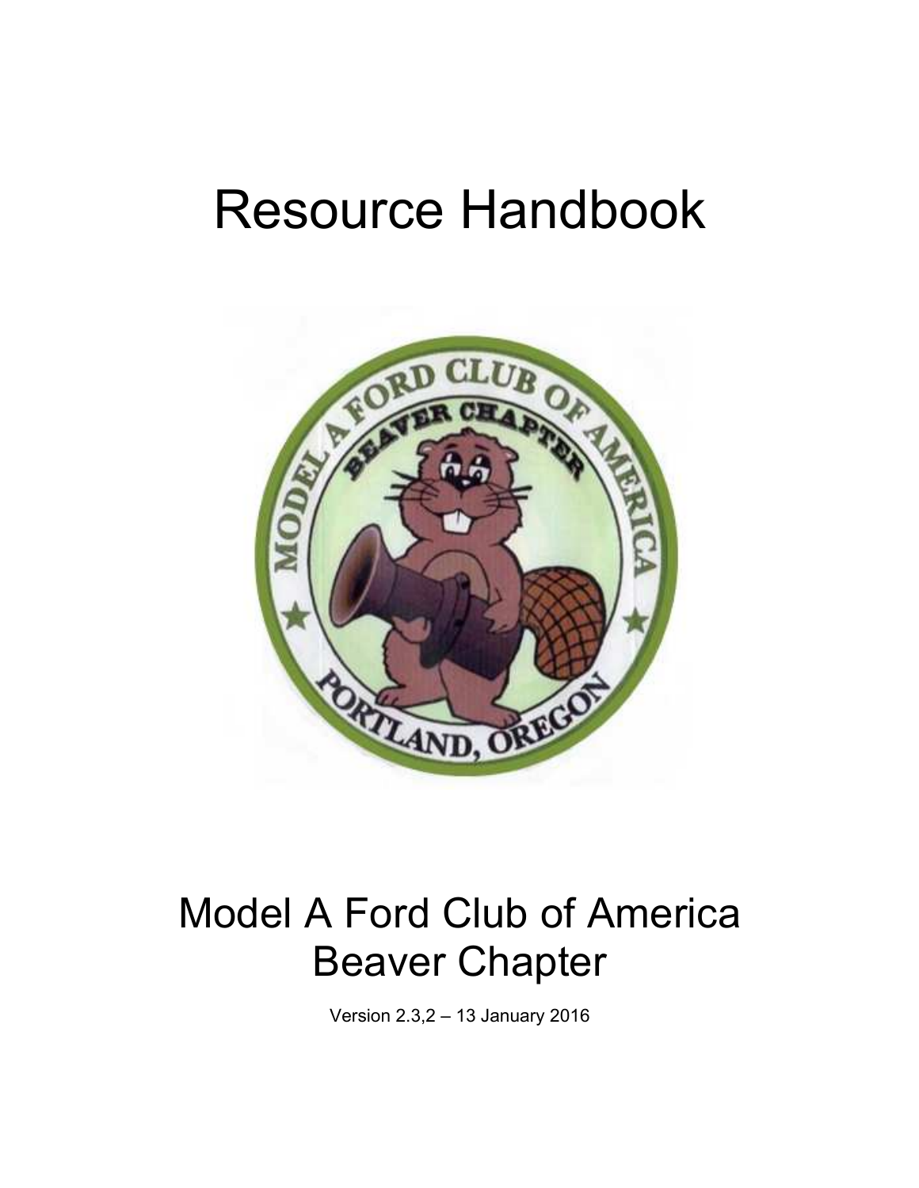# Resource Handbook

# Model A Ford Club of America Beaver Chapter

Version 2.3,2 – 13 January 2016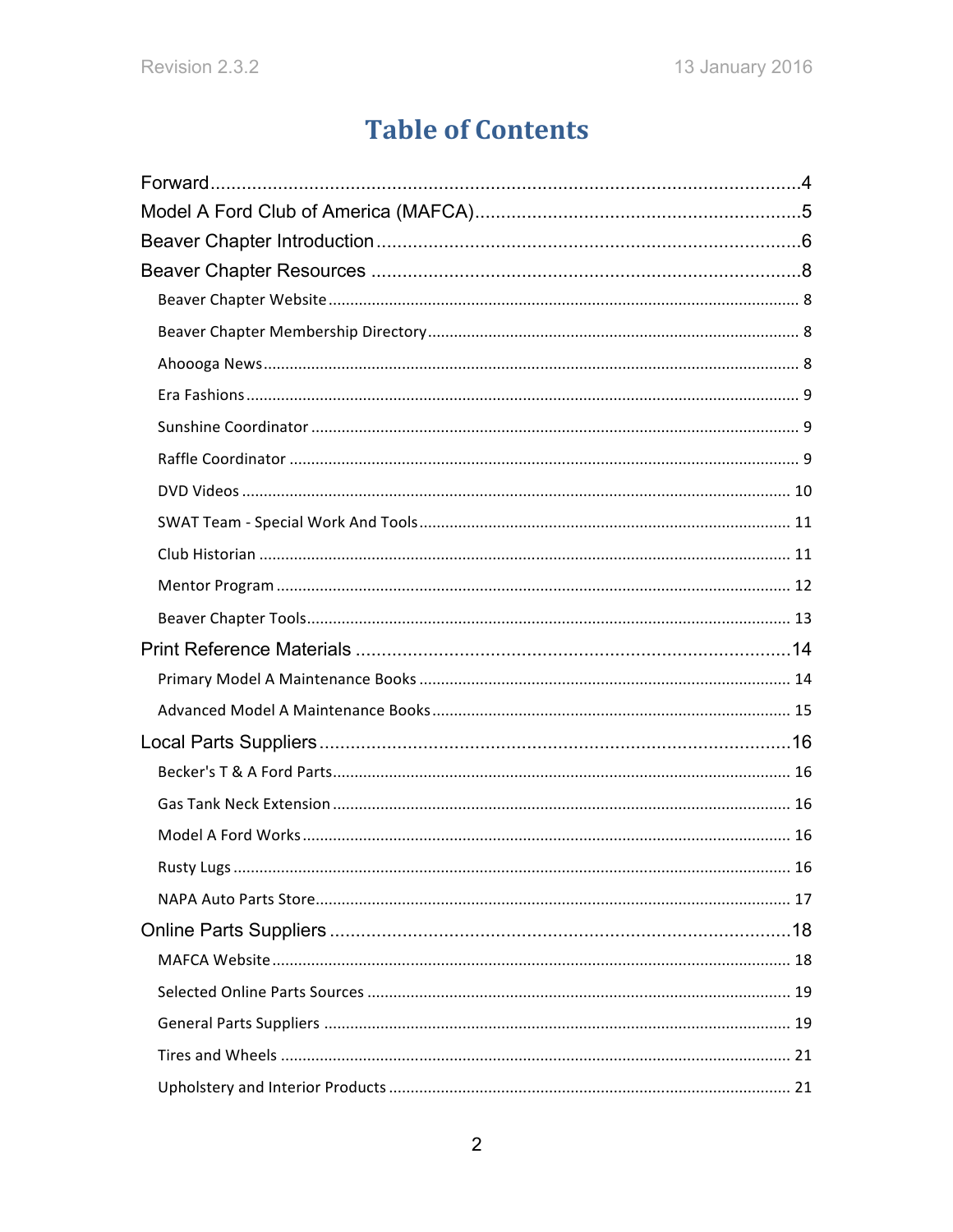# Table of Contents

Forward....................................................................................................4

Model A Ford Club of America (MAFCA)...............................................................5

Beaver Chapter Introduction..................................................................................6

Beaver Chapter Resources....................................................................................8

- Beaver Chapter Website.......................................................................................8
- Beaver Chapter Membership Directory....................................................................8
- Ahoooga News....................................................................................................8
- Era Fashions.......................................................................................................9
- Sunshine Coordinator...........................................................................................9
- Raffle Coordinator................................................................................................9
- DVD Videos.......................................................................................................10
- SWAT Team - Special Work And Tools..................................................................11
- Club Historian....................................................................................................11
- Mentor Program.................................................................................................12
- Beaver Chapter Tools..........................................................................................13

Print Reference Materials.....................................................................................14

- Primary Model A Maintenance Books....................................................................14
- Advanced Model A Maintenance Books..................................................................15

Local Parts Suppliers...........................................................................................16

- Becker's T & A Ford Parts....................................................................................16
- Gas Tank Neck Extension.....................................................................................16
- Model A Ford Works...........................................................................................16
- Rusty Lugs........................................................................................................16
- NAPA Auto Parts Store........................................................................................17

Online Parts Suppliers.........................................................................................18

- MAFCA Website.................................................................................................18
- Selected Online Parts Sources...............................................................................19
- General Parts Suppliers.......................................................................................19
- Tires and Wheels................................................................................................21
- Upholstery and Interior Products...........................................................................21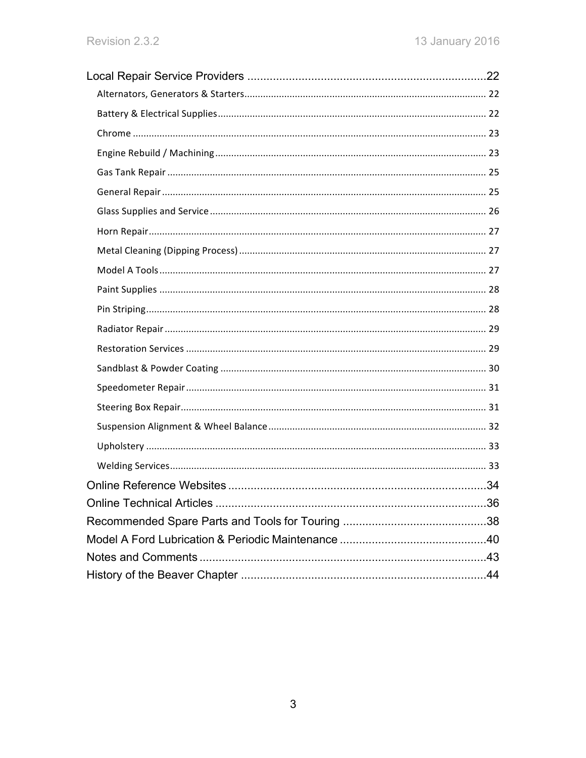Local Repair Service Providers ............................................................................22

- Alternators, Generators & Starters .......................................................................................... 22
- Battery & Electrical Supplies .................................................................................................... 22
- Chrome .................................................................................................................................... 23
- Engine Rebuild / Machining ..................................................................................................... 23
- Gas Tank Repair ....................................................................................................................... 25
- General Repair ......................................................................................................................... 25
- Glass Supplies and Service ...................................................................................................... 26
- Horn Repair .............................................................................................................................. 27
- Metal Cleaning (Dipping Process) ............................................................................................ 27
- Model A Tools .......................................................................................................................... 27
- Paint Supplies .......................................................................................................................... 28
- Pin Striping ............................................................................................................................... 28
- Radiator Repair ........................................................................................................................ 29
- Restoration Services ................................................................................................................ 29
- Sandblast & Powder Coating ................................................................................................... 30
- Speedometer Repair ................................................................................................................ 31
- Steering Box Repair .................................................................................................................. 31
- Suspension Alignment & Wheel Balance ................................................................................. 32
- Upholstery ............................................................................................................................... 33
- Welding Services ...................................................................................................................... 33

Online Reference Websites ..................................................................................34

Online Technical Articles ......................................................................................36

Recommended Spare Parts and Tools for Touring .............................................38

Model A Ford Lubrication & Periodic Maintenance ..............................................40

Notes and Comments ...........................................................................................43

History of the Beaver Chapter ..............................................................................44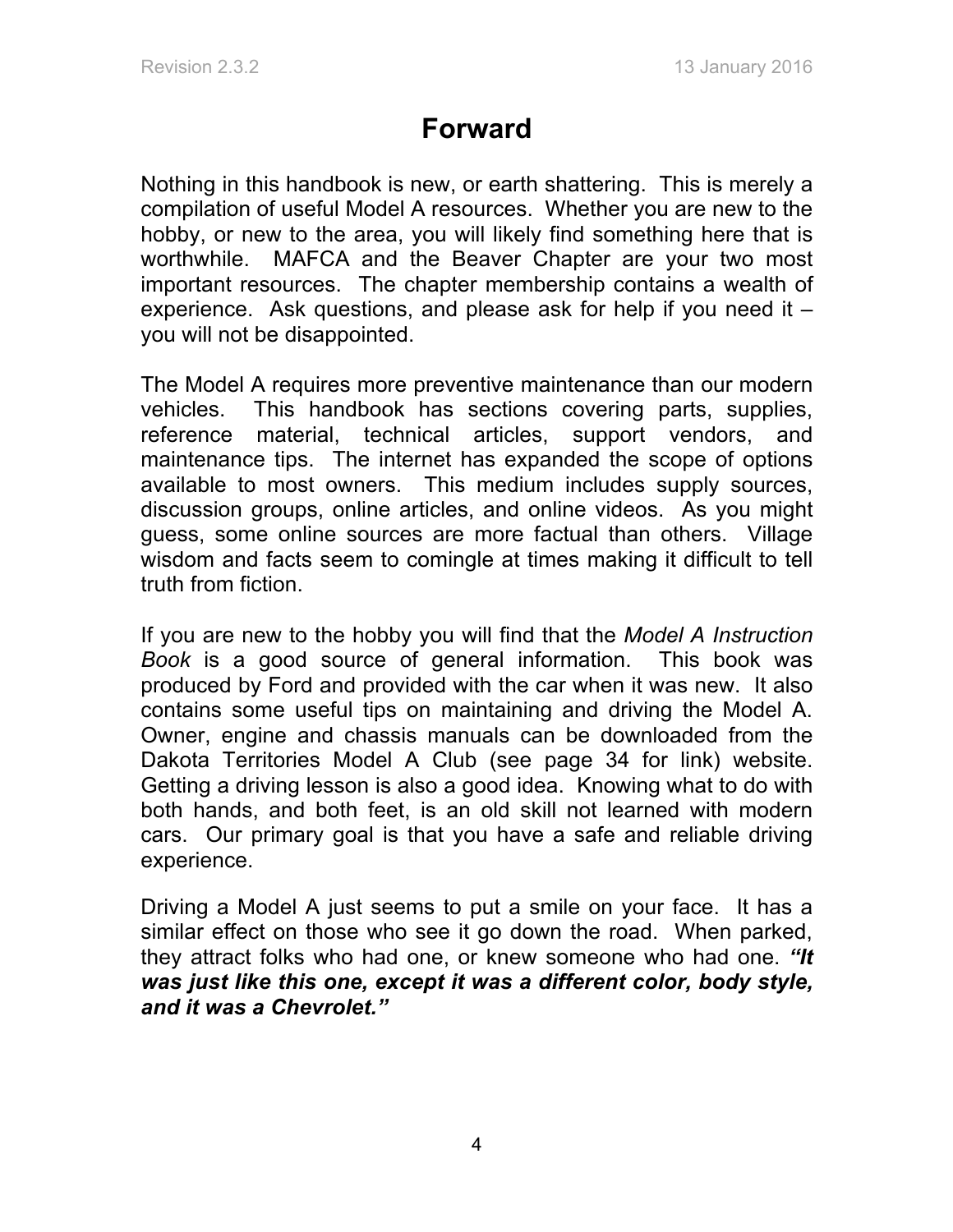# Forward

Nothing in this handbook is new, or earth shattering. This is merely a compilation of useful Model A resources. Whether you are new to the hobby, or new to the area, you will likely find something here that is worthwhile. MAFCA and the Beaver Chapter are your two most important resources. The chapter membership contains a wealth of experience. Ask questions, and please ask for help if you need it – you will not be disappointed.

The Model A requires more preventive maintenance than our modern vehicles. This handbook has sections covering parts, supplies, reference material, technical articles, support vendors, and maintenance tips. The internet has expanded the scope of options available to most owners. This medium includes supply sources, discussion groups, online articles, and online videos. As you might guess, some online sources are more factual than others. Village wisdom and facts seem to comingle at times making it difficult to tell truth from fiction.

If you are new to the hobby you will find that the *Model A Instruction Book* is a good source of general information. This book was produced by Ford and provided with the car when it was new. It also contains some useful tips on maintaining and driving the Model A. Owner, engine and chassis manuals can be downloaded from the Dakota Territories Model A Club (see page 34 for link) website. Getting a driving lesson is also a good idea. Knowing what to do with both hands, and both feet, is an old skill not learned with modern cars. Our primary goal is that you have a safe and reliable driving experience.

Driving a Model A just seems to put a smile on your face. It has a similar effect on those who see it go down the road. When parked, they attract folks who had one, or knew someone who had one. ***"It was just like this one, except it was a different color, body style, and it was a Chevrolet."***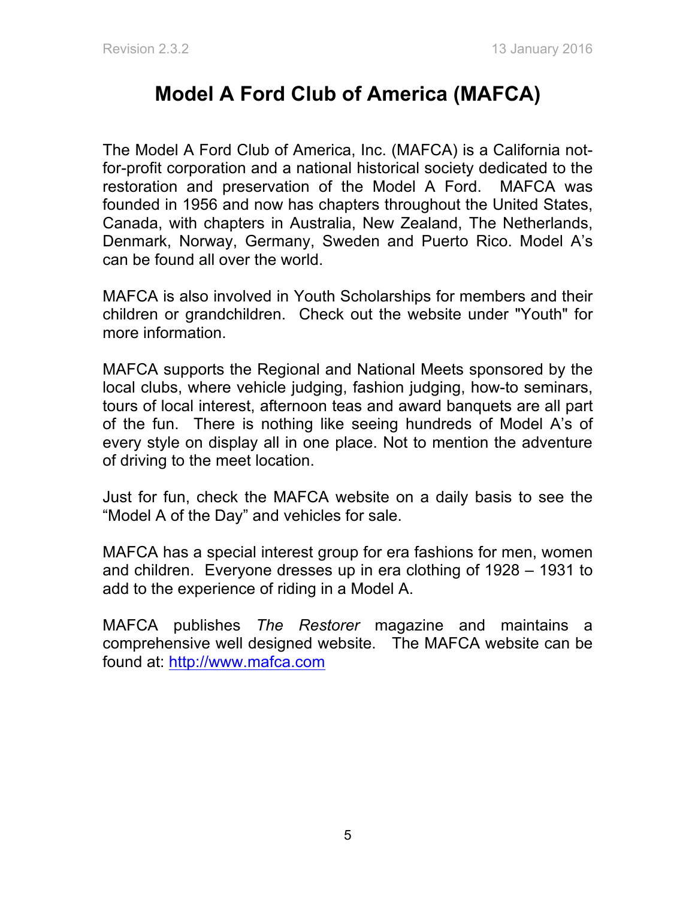# Model A Ford Club of America (MAFCA)

The Model A Ford Club of America, Inc. (MAFCA) is a California not-for-profit corporation and a national historical society dedicated to the restoration and preservation of the Model A Ford. MAFCA was founded in 1956 and now has chapters throughout the United States, Canada, with chapters in Australia, New Zealand, The Netherlands, Denmark, Norway, Germany, Sweden and Puerto Rico. Model A's can be found all over the world.

MAFCA is also involved in Youth Scholarships for members and their children or grandchildren. Check out the website under "Youth" for more information.

MAFCA supports the Regional and National Meets sponsored by the local clubs, where vehicle judging, fashion judging, how-to seminars, tours of local interest, afternoon teas and award banquets are all part of the fun. There is nothing like seeing hundreds of Model A's of every style on display all in one place. Not to mention the adventure of driving to the meet location.

Just for fun, check the MAFCA website on a daily basis to see the "Model A of the Day" and vehicles for sale.

MAFCA has a special interest group for era fashions for men, women and children. Everyone dresses up in era clothing of 1928 – 1931 to add to the experience of riding in a Model A.

MAFCA publishes *The Restorer* magazine and maintains a comprehensive well designed website. The MAFCA website can be found at: [http://www.mafca.com](http://www.mafca.com)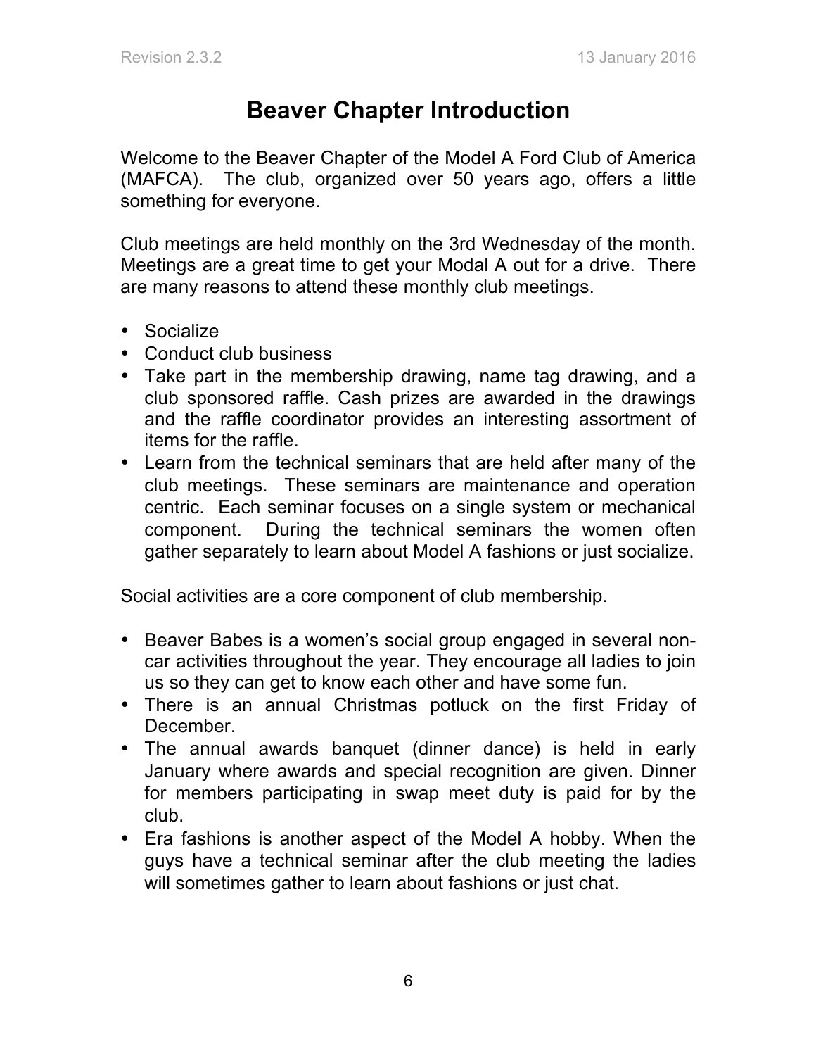# Beaver Chapter Introduction

Welcome to the Beaver Chapter of the Model A Ford Club of America (MAFCA). The club, organized over 50 years ago, offers a little something for everyone.

Club meetings are held monthly on the 3rd Wednesday of the month. Meetings are a great time to get your Modal A out for a drive. There are many reasons to attend these monthly club meetings.

- Socialize
- Conduct club business
- Take part in the membership drawing, name tag drawing, and a club sponsored raffle. Cash prizes are awarded in the drawings and the raffle coordinator provides an interesting assortment of items for the raffle.
- Learn from the technical seminars that are held after many of the club meetings. These seminars are maintenance and operation centric. Each seminar focuses on a single system or mechanical component. During the technical seminars the women often gather separately to learn about Model A fashions or just socialize.

Social activities are a core component of club membership.

- Beaver Babes is a women's social group engaged in several non-car activities throughout the year. They encourage all ladies to join us so they can get to know each other and have some fun.
- There is an annual Christmas potluck on the first Friday of December.
- The annual awards banquet (dinner dance) is held in early January where awards and special recognition are given. Dinner for members participating in swap meet duty is paid for by the club.
- Era fashions is another aspect of the Model A hobby. When the guys have a technical seminar after the club meeting the ladies will sometimes gather to learn about fashions or just chat.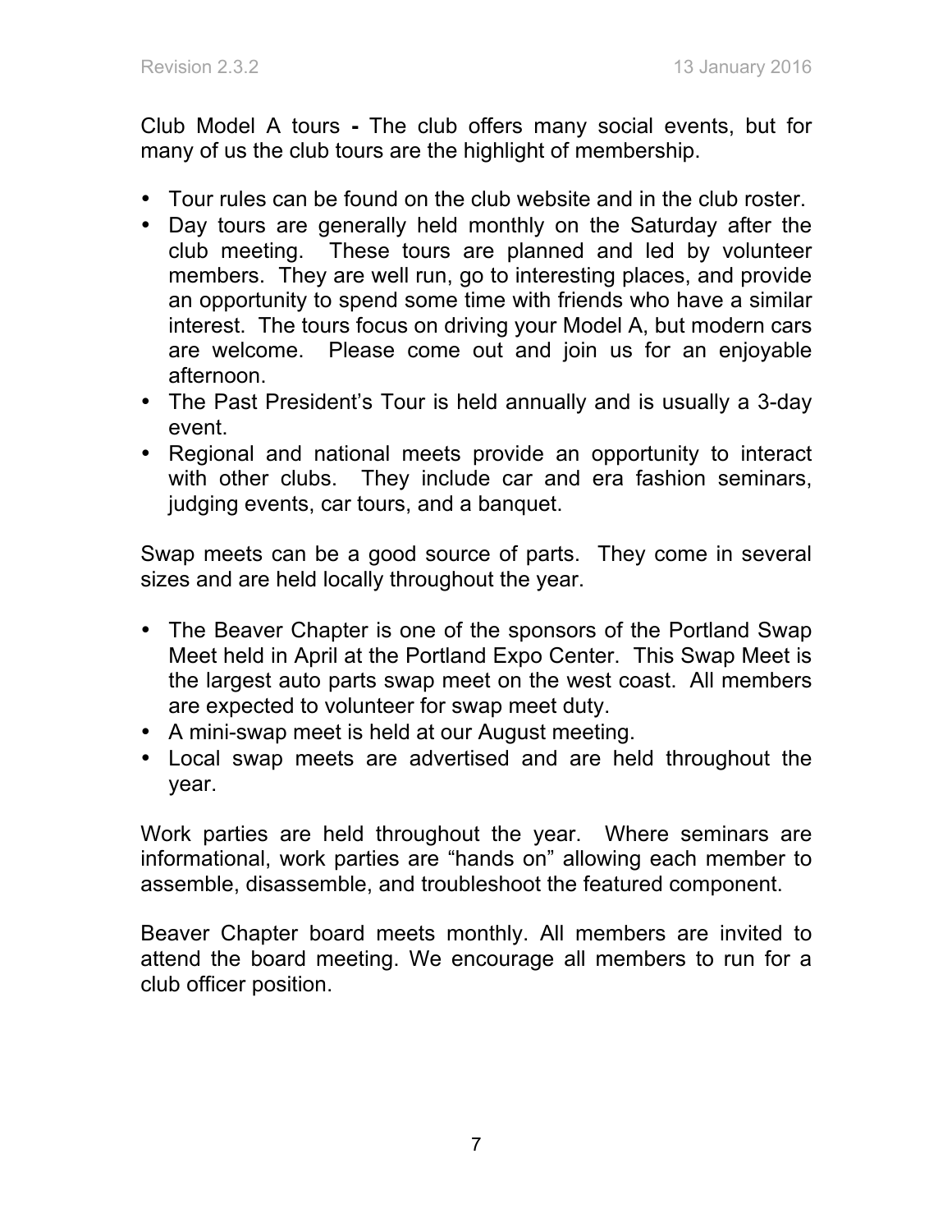Club Model A tours **-** The club offers many social events, but for many of us the club tours are the highlight of membership.

- Tour rules can be found on the club website and in the club roster.
- Day tours are generally held monthly on the Saturday after the club meeting. These tours are planned and led by volunteer members. They are well run, go to interesting places, and provide an opportunity to spend some time with friends who have a similar interest. The tours focus on driving your Model A, but modern cars are welcome. Please come out and join us for an enjoyable afternoon.
- The Past President's Tour is held annually and is usually a 3-day event.
- Regional and national meets provide an opportunity to interact with other clubs. They include car and era fashion seminars, judging events, car tours, and a banquet.

Swap meets can be a good source of parts. They come in several sizes and are held locally throughout the year.

- The Beaver Chapter is one of the sponsors of the Portland Swap Meet held in April at the Portland Expo Center. This Swap Meet is the largest auto parts swap meet on the west coast. All members are expected to volunteer for swap meet duty.
- A mini-swap meet is held at our August meeting.
- Local swap meets are advertised and are held throughout the year.

Work parties are held throughout the year. Where seminars are informational, work parties are "hands on" allowing each member to assemble, disassemble, and troubleshoot the featured component.

Beaver Chapter board meets monthly. All members are invited to attend the board meeting. We encourage all members to run for a club officer position.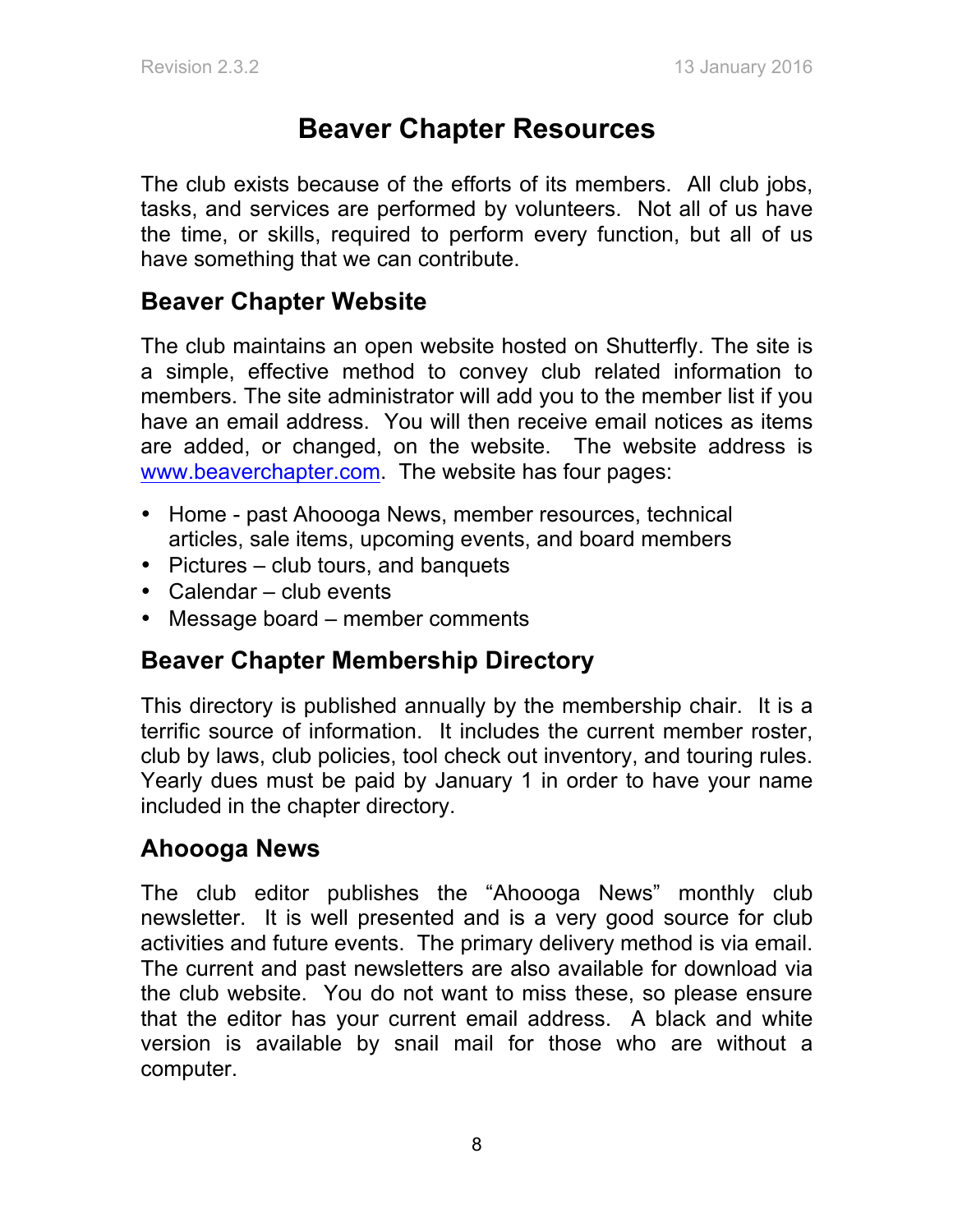# Beaver Chapter Resources

The club exists because of the efforts of its members. All club jobs, tasks, and services are performed by volunteers. Not all of us have the time, or skills, required to perform every function, but all of us have something that we can contribute.

## Beaver Chapter Website

The club maintains an open website hosted on Shutterfly. The site is a simple, effective method to convey club related information to members. The site administrator will add you to the member list if you have an email address. You will then receive email notices as items are added, or changed, on the website. The website address is www.beaverchapter.com. The website has four pages:

- Home - past Ahoooga News, member resources, technical articles, sale items, upcoming events, and board members
- Pictures – club tours, and banquets
- Calendar – club events
- Message board – member comments

## Beaver Chapter Membership Directory

This directory is published annually by the membership chair. It is a terrific source of information. It includes the current member roster, club by laws, club policies, tool check out inventory, and touring rules. Yearly dues must be paid by January 1 in order to have your name included in the chapter directory.

## Ahoooga News

The club editor publishes the "Ahoooga News" monthly club newsletter. It is well presented and is a very good source for club activities and future events. The primary delivery method is via email. The current and past newsletters are also available for download via the club website. You do not want to miss these, so please ensure that the editor has your current email address. A black and white version is available by snail mail for those who are without a computer.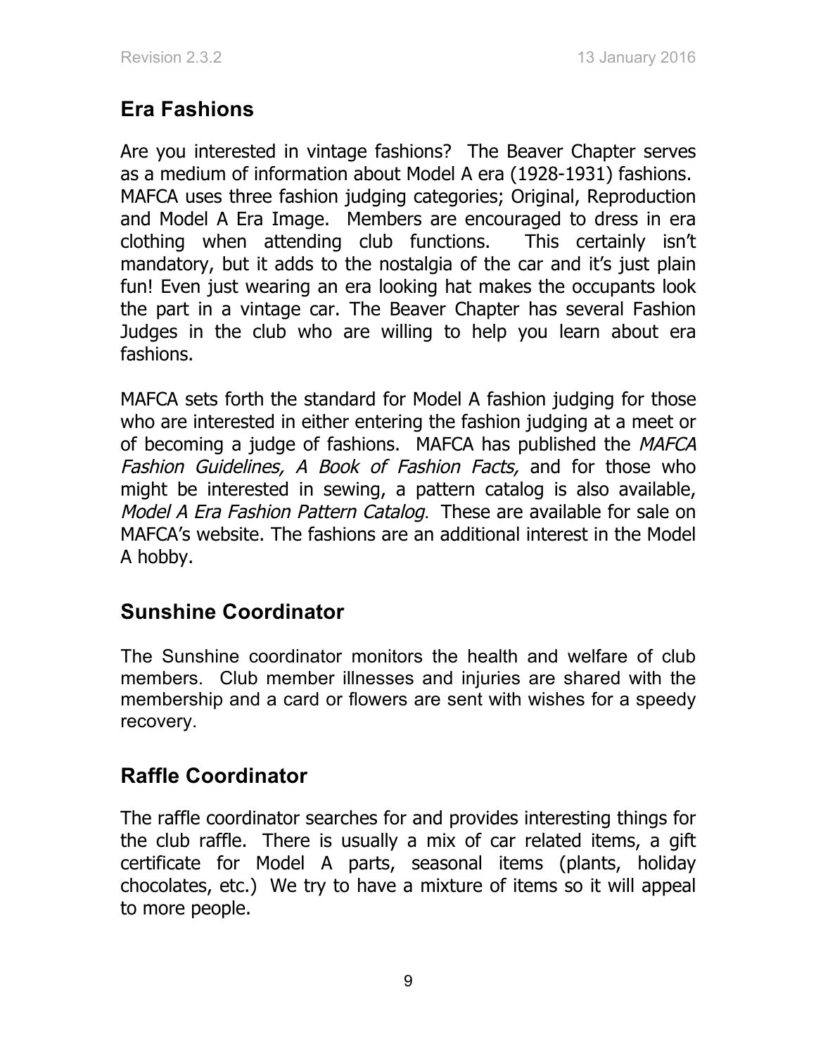## Era Fashions

Are you interested in vintage fashions? The Beaver Chapter serves as a medium of information about Model A era (1928-1931) fashions. MAFCA uses three fashion judging categories; Original, Reproduction and Model A Era Image. Members are encouraged to dress in era clothing when attending club functions. This certainly isn't mandatory, but it adds to the nostalgia of the car and it's just plain fun! Even just wearing an era looking hat makes the occupants look the part in a vintage car. The Beaver Chapter has several Fashion Judges in the club who are willing to help you learn about era fashions.

MAFCA sets forth the standard for Model A fashion judging for those who are interested in either entering the fashion judging at a meet or of becoming a judge of fashions. MAFCA has published the *MAFCA Fashion Guidelines, A Book of Fashion Facts,* and for those who might be interested in sewing, a pattern catalog is also available, *Model A Era Fashion Pattern Catalog*. These are available for sale on MAFCA's website. The fashions are an additional interest in the Model A hobby.

## Sunshine Coordinator

The Sunshine coordinator monitors the health and welfare of club members. Club member illnesses and injuries are shared with the membership and a card or flowers are sent with wishes for a speedy recovery.

## Raffle Coordinator

The raffle coordinator searches for and provides interesting things for the club raffle. There is usually a mix of car related items, a gift certificate for Model A parts, seasonal items (plants, holiday chocolates, etc.) We try to have a mixture of items so it will appeal to more people.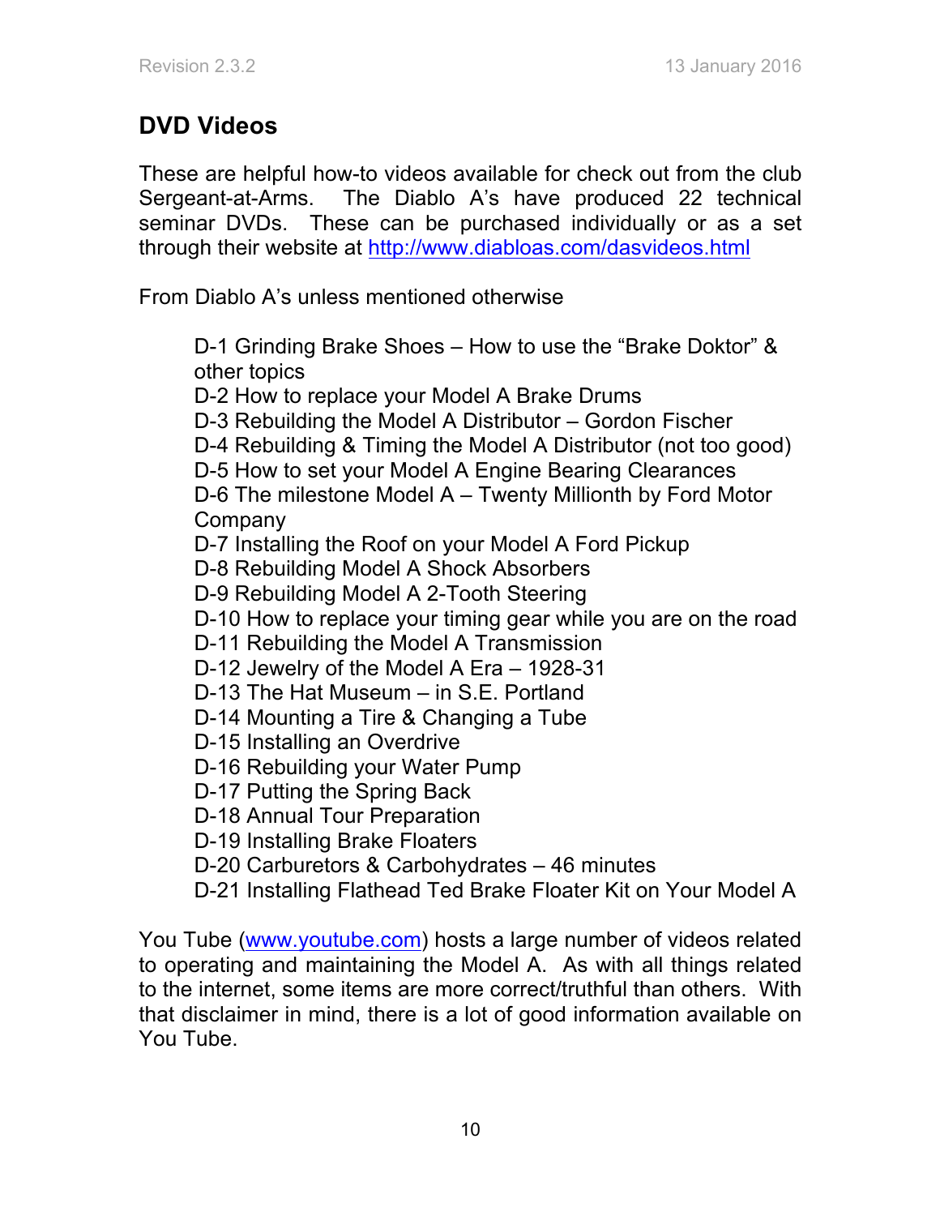## DVD Videos

These are helpful how-to videos available for check out from the club Sergeant-at-Arms. The Diablo A's have produced 22 technical seminar DVDs. These can be purchased individually or as a set through their website at http://www.diabloas.com/dasvideos.html

From Diablo A's unless mentioned otherwise

- D-1 Grinding Brake Shoes – How to use the "Brake Doktor" & other topics
- D-2 How to replace your Model A Brake Drums
- D-3 Rebuilding the Model A Distributor – Gordon Fischer
- D-4 Rebuilding & Timing the Model A Distributor (not too good)
- D-5 How to set your Model A Engine Bearing Clearances
- D-6 The milestone Model A – Twenty Millionth by Ford Motor Company
- D-7 Installing the Roof on your Model A Ford Pickup
- D-8 Rebuilding Model A Shock Absorbers
- D-9 Rebuilding Model A 2-Tooth Steering
- D-10 How to replace your timing gear while you are on the road
- D-11 Rebuilding the Model A Transmission
- D-12 Jewelry of the Model A Era – 1928-31
- D-13 The Hat Museum – in S.E. Portland
- D-14 Mounting a Tire & Changing a Tube
- D-15 Installing an Overdrive
- D-16 Rebuilding your Water Pump
- D-17 Putting the Spring Back
- D-18 Annual Tour Preparation
- D-19 Installing Brake Floaters
- D-20 Carburetors & Carbohydrates – 46 minutes
- D-21 Installing Flathead Ted Brake Floater Kit on Your Model A

You Tube (www.youtube.com) hosts a large number of videos related to operating and maintaining the Model A. As with all things related to the internet, some items are more correct/truthful than others. With that disclaimer in mind, there is a lot of good information available on You Tube.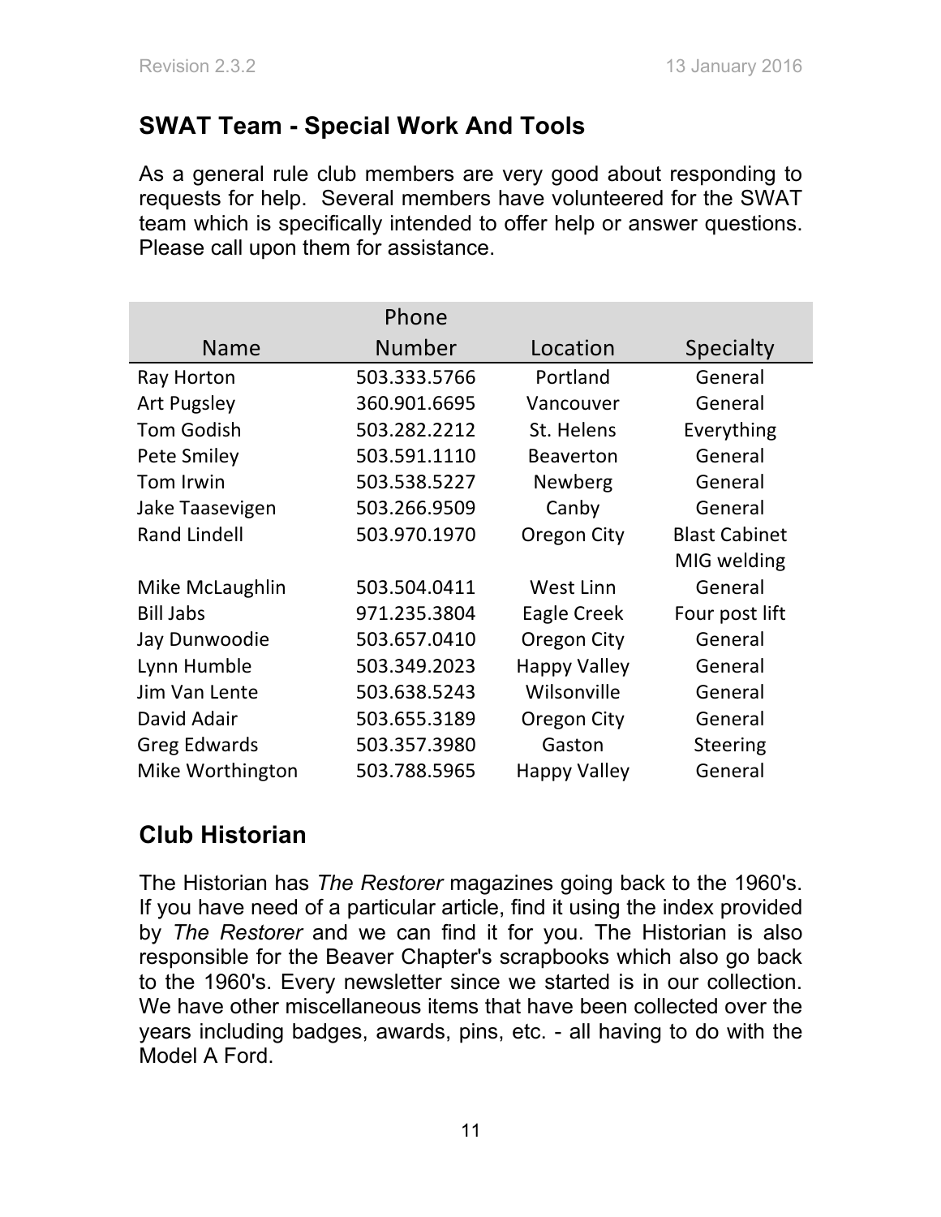## SWAT Team - Special Work And Tools

As a general rule club members are very good about responding to requests for help. Several members have volunteered for the SWAT team which is specifically intended to offer help or answer questions. Please call upon them for assistance.

| Name | Phone Number | Location | Specialty |
|---|---|---|---|
| Ray Horton | 503.333.5766 | Portland | General |
| Art Pugsley | 360.901.6695 | Vancouver | General |
| Tom Godish | 503.282.2212 | St. Helens | Everything |
| Pete Smiley | 503.591.1110 | Beaverton | General |
| Tom Irwin | 503.538.5227 | Newberg | General |
| Jake Taasevigen | 503.266.9509 | Canby | General |
| Rand Lindell | 503.970.1970 | Oregon City | Blast Cabinet MIG welding |
| Mike McLaughlin | 503.504.0411 | West Linn | General |
| Bill Jabs | 971.235.3804 | Eagle Creek | Four post lift |
| Jay Dunwoodie | 503.657.0410 | Oregon City | General |
| Lynn Humble | 503.349.2023 | Happy Valley | General |
| Jim Van Lente | 503.638.5243 | Wilsonville | General |
| David Adair | 503.655.3189 | Oregon City | General |
| Greg Edwards | 503.357.3980 | Gaston | Steering |
| Mike Worthington | 503.788.5965 | Happy Valley | General |

## Club Historian

The Historian has *The Restorer* magazines going back to the 1960's. If you have need of a particular article, find it using the index provided by *The Restorer* and we can find it for you. The Historian is also responsible for the Beaver Chapter's scrapbooks which also go back to the 1960's. Every newsletter since we started is in our collection. We have other miscellaneous items that have been collected over the years including badges, awards, pins, etc. - all having to do with the Model A Ford.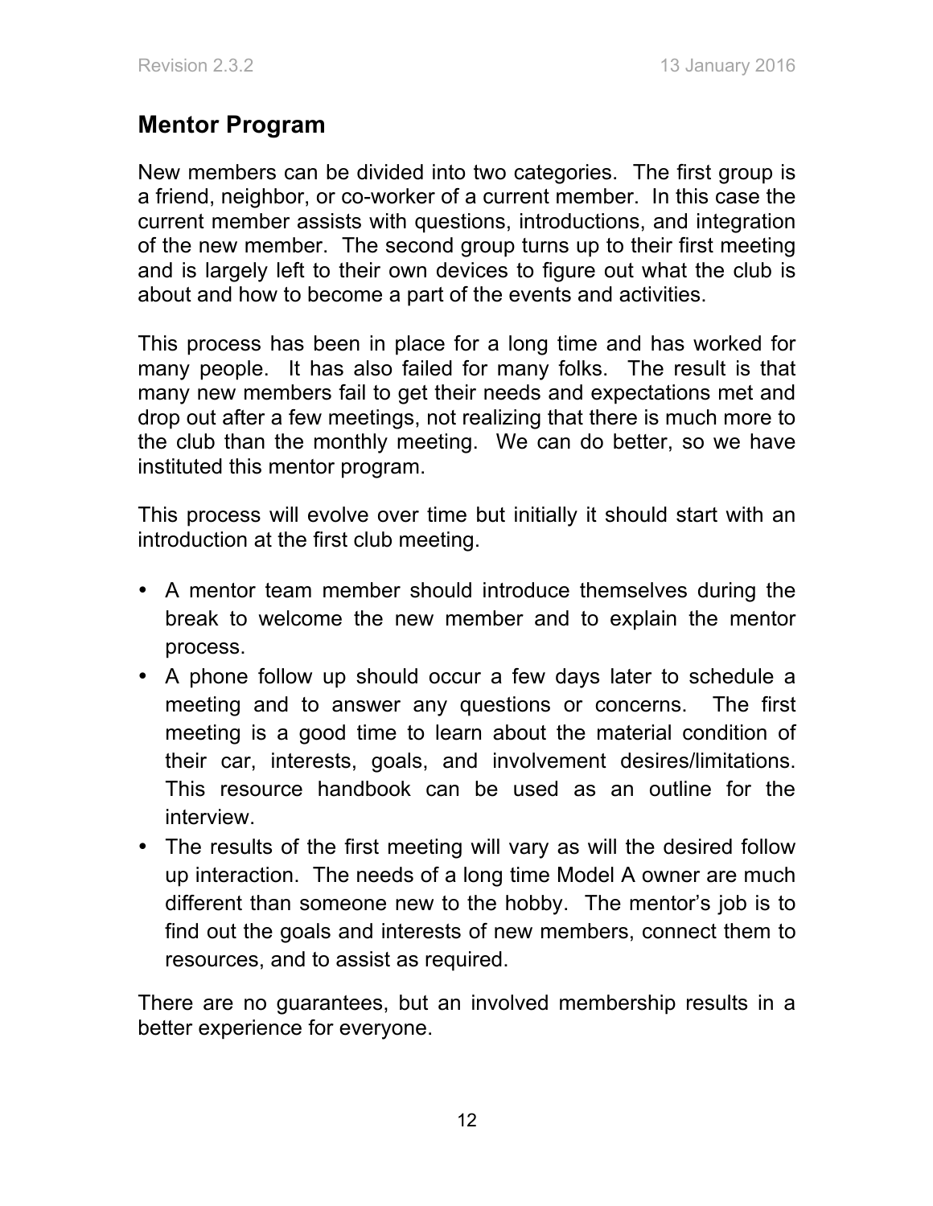## Mentor Program

New members can be divided into two categories. The first group is a friend, neighbor, or co-worker of a current member. In this case the current member assists with questions, introductions, and integration of the new member. The second group turns up to their first meeting and is largely left to their own devices to figure out what the club is about and how to become a part of the events and activities.

This process has been in place for a long time and has worked for many people. It has also failed for many folks. The result is that many new members fail to get their needs and expectations met and drop out after a few meetings, not realizing that there is much more to the club than the monthly meeting. We can do better, so we have instituted this mentor program.

This process will evolve over time but initially it should start with an introduction at the first club meeting.

- A mentor team member should introduce themselves during the break to welcome the new member and to explain the mentor process.
- A phone follow up should occur a few days later to schedule a meeting and to answer any questions or concerns. The first meeting is a good time to learn about the material condition of their car, interests, goals, and involvement desires/limitations. This resource handbook can be used as an outline for the interview.
- The results of the first meeting will vary as will the desired follow up interaction. The needs of a long time Model A owner are much different than someone new to the hobby. The mentor's job is to find out the goals and interests of new members, connect them to resources, and to assist as required.

There are no guarantees, but an involved membership results in a better experience for everyone.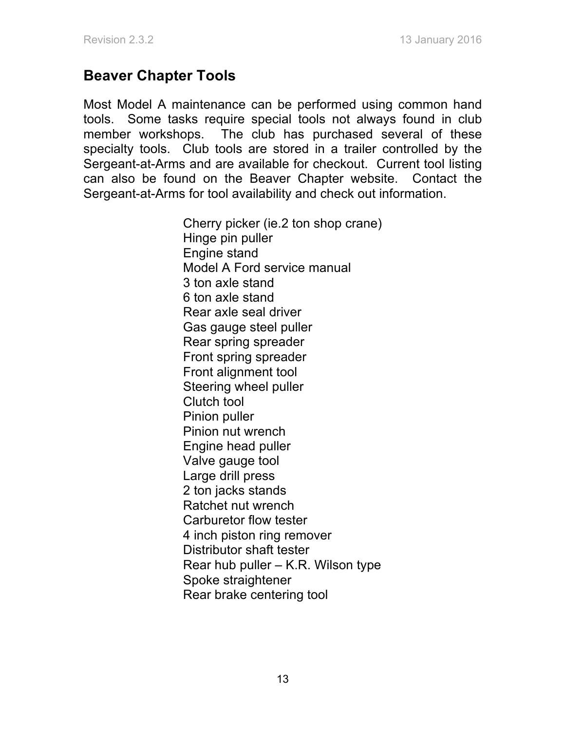## Beaver Chapter Tools

Most Model A maintenance can be performed using common hand tools. Some tasks require special tools not always found in club member workshops. The club has purchased several of these specialty tools. Club tools are stored in a trailer controlled by the Sergeant-at-Arms and are available for checkout. Current tool listing can also be found on the Beaver Chapter website. Contact the Sergeant-at-Arms for tool availability and check out information.

Cherry picker (ie.2 ton shop crane)
Hinge pin puller
Engine stand
Model A Ford service manual
3 ton axle stand
6 ton axle stand
Rear axle seal driver
Gas gauge steel puller
Rear spring spreader
Front spring spreader
Front alignment tool
Steering wheel puller
Clutch tool
Pinion puller
Pinion nut wrench
Engine head puller
Valve gauge tool
Large drill press
2 ton jacks stands
Ratchet nut wrench
Carburetor flow tester
4 inch piston ring remover
Distributor shaft tester
Rear hub puller – K.R. Wilson type
Spoke straightener
Rear brake centering tool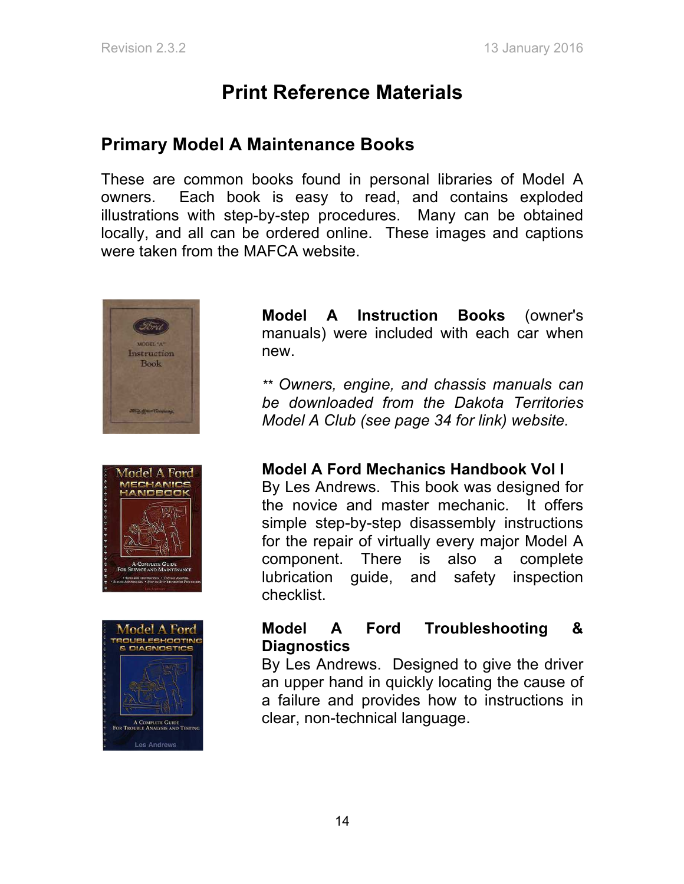# Print Reference Materials

## Primary Model A Maintenance Books

These are common books found in personal libraries of Model A owners. Each book is easy to read, and contains exploded illustrations with step-by-step procedures. Many can be obtained locally, and all can be ordered online. These images and captions were taken from the MAFCA website.

**Model A Instruction Books** (owner's manuals) were included with each car when new.

*** Owners, engine, and chassis manuals can be downloaded from the Dakota Territories Model A Club (see page 34 for link) website.*

**Model A Ford Mechanics Handbook Vol I**
By Les Andrews. This book was designed for the novice and master mechanic. It offers simple step-by-step disassembly instructions for the repair of virtually every major Model A component. There is also a complete lubrication guide, and safety inspection checklist.

**Model A Ford Troubleshooting & Diagnostics**
By Les Andrews. Designed to give the driver an upper hand in quickly locating the cause of a failure and provides how to instructions in clear, non-technical language.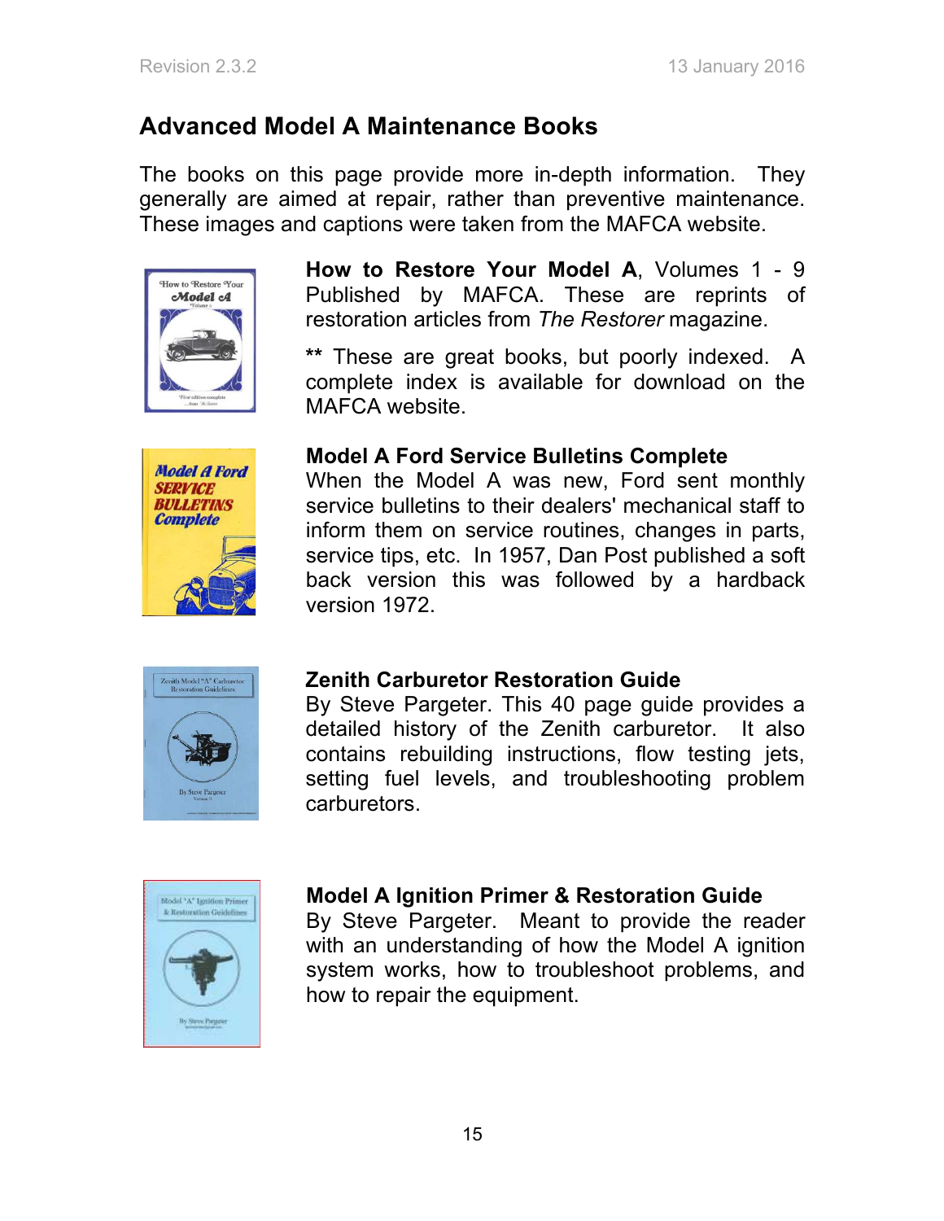## Advanced Model A Maintenance Books

The books on this page provide more in-depth information. They generally are aimed at repair, rather than preventive maintenance. These images and captions were taken from the MAFCA website.

**How to Restore Your Model A**, Volumes 1 - 9 Published by MAFCA. These are reprints of restoration articles from *The Restorer* magazine.

** These are great books, but poorly indexed. A complete index is available for download on the MAFCA website.

**Model A Ford Service Bulletins Complete**
When the Model A was new, Ford sent monthly service bulletins to their dealers' mechanical staff to inform them on service routines, changes in parts, service tips, etc. In 1957, Dan Post published a soft back version this was followed by a hardback version 1972.

**Zenith Carburetor Restoration Guide**
By Steve Pargeter. This 40 page guide provides a detailed history of the Zenith carburetor. It also contains rebuilding instructions, flow testing jets, setting fuel levels, and troubleshooting problem carburetors.

**Model A Ignition Primer & Restoration Guide**
By Steve Pargeter. Meant to provide the reader with an understanding of how the Model A ignition system works, how to troubleshoot problems, and how to repair the equipment.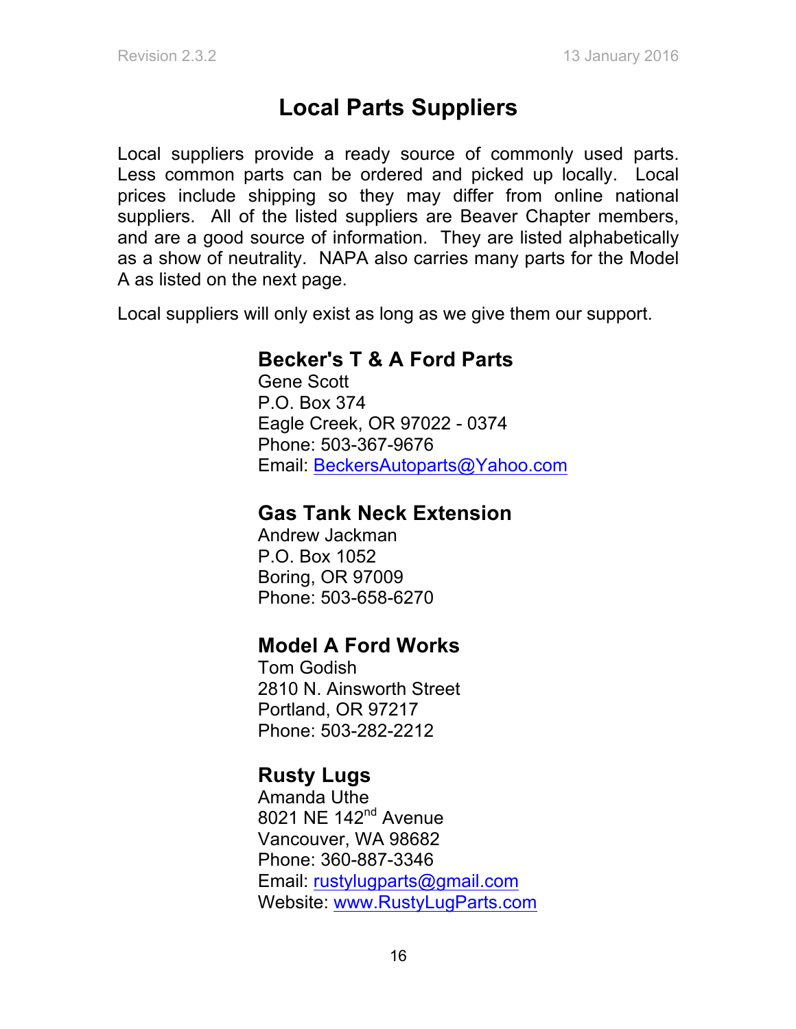# Local Parts Suppliers

Local suppliers provide a ready source of commonly used parts. Less common parts can be ordered and picked up locally. Local prices include shipping so they may differ from online national suppliers. All of the listed suppliers are Beaver Chapter members, and are a good source of information. They are listed alphabetically as a show of neutrality. NAPA also carries many parts for the Model A as listed on the next page.

Local suppliers will only exist as long as we give them our support.

**Becker's T & A Ford Parts**
Gene Scott
P.O. Box 374
Eagle Creek, OR 97022 - 0374
Phone: 503-367-9676
Email: BeckersAutoparts@Yahoo.com

**Gas Tank Neck Extension**
Andrew Jackman
P.O. Box 1052
Boring, OR 97009
Phone: 503-658-6270

**Model A Ford Works**
Tom Godish
2810 N. Ainsworth Street
Portland, OR 97217
Phone: 503-282-2212

**Rusty Lugs**
Amanda Uthe
8021 NE 142nd Avenue
Vancouver, WA 98682
Phone: 360-887-3346
Email: rustylugparts@gmail.com
Website: www.RustyLugParts.com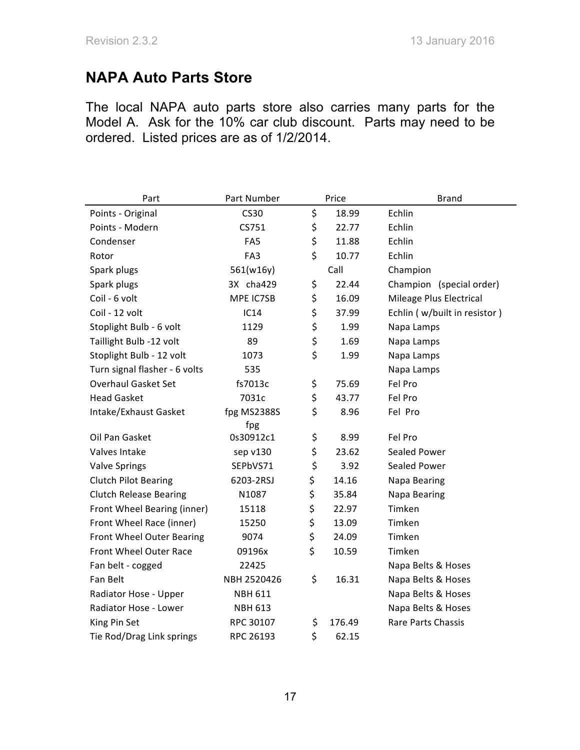## NAPA Auto Parts Store

The local NAPA auto parts store also carries many parts for the Model A. Ask for the 10% car club discount. Parts may need to be ordered. Listed prices are as of 1/2/2014.

| Part | Part Number | Price | Brand |
|---|---|---|---|
| Points - Original | CS30 | $ 18.99 | Echlin |
| Points - Modern | CS751 | $ 22.77 | Echlin |
| Condenser | FA5 | $ 11.88 | Echlin |
| Rotor | FA3 | $ 10.77 | Echlin |
| Spark plugs | 561(w16y) | Call | Champion |
| Spark plugs | 3X cha429 | $ 22.44 | Champion (special order) |
| Coil - 6 volt | MPE IC7SB | $ 16.09 | Mileage Plus Electrical |
| Coil - 12 volt | IC14 | $ 37.99 | Echlin ( w/built in resistor ) |
| Stoplight Bulb - 6 volt | 1129 | $ 1.99 | Napa Lamps |
| Taillight Bulb -12 volt | 89 | $ 1.69 | Napa Lamps |
| Stoplight Bulb - 12 volt | 1073 | $ 1.99 | Napa Lamps |
| Turn signal flasher - 6 volts | 535 | | Napa Lamps |
| Overhaul Gasket Set | fs7013c | $ 75.69 | Fel Pro |
| Head Gasket | 7031c | $ 43.77 | Fel Pro |
| Intake/Exhaust Gasket | fpg MS2388S | $ 8.96 | Fel Pro |
| Oil Pan Gasket | fpg 0s30912c1 | $ 8.99 | Fel Pro |
| Valves Intake | sep v130 | $ 23.62 | Sealed Power |
| Valve Springs | SEPbVS71 | $ 3.92 | Sealed Power |
| Clutch Pilot Bearing | 6203-2RSJ | $ 14.16 | Napa Bearing |
| Clutch Release Bearing | N1087 | $ 35.84 | Napa Bearing |
| Front Wheel Bearing (inner) | 15118 | $ 22.97 | Timken |
| Front Wheel Race (inner) | 15250 | $ 13.09 | Timken |
| Front Wheel Outer Bearing | 9074 | $ 24.09 | Timken |
| Front Wheel Outer Race | 09196x | $ 10.59 | Timken |
| Fan belt - cogged | 22425 | | Napa Belts & Hoses |
| Fan Belt | NBH 2520426 | $ 16.31 | Napa Belts & Hoses |
| Radiator Hose - Upper | NBH 611 | | Napa Belts & Hoses |
| Radiator Hose - Lower | NBH 613 | | Napa Belts & Hoses |
| King Pin Set | RPC 30107 | $ 176.49 | Rare Parts Chassis |
| Tie Rod/Drag Link springs | RPC 26193 | $ 62.15 | |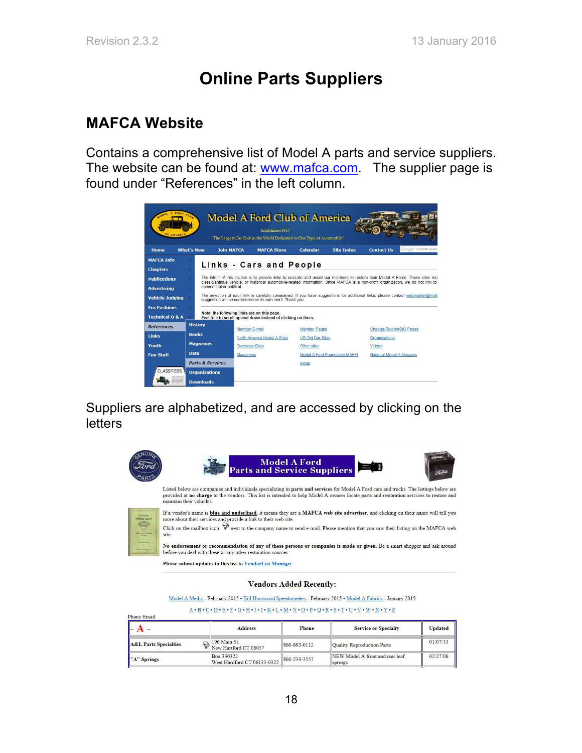# Online Parts Suppliers

## MAFCA Website

Contains a comprehensive list of Model A parts and service suppliers. The website can be found at: www.mafca.com. The supplier page is found under "References" in the left column.

Suppliers are alphabetized, and are accessed by clicking on the letters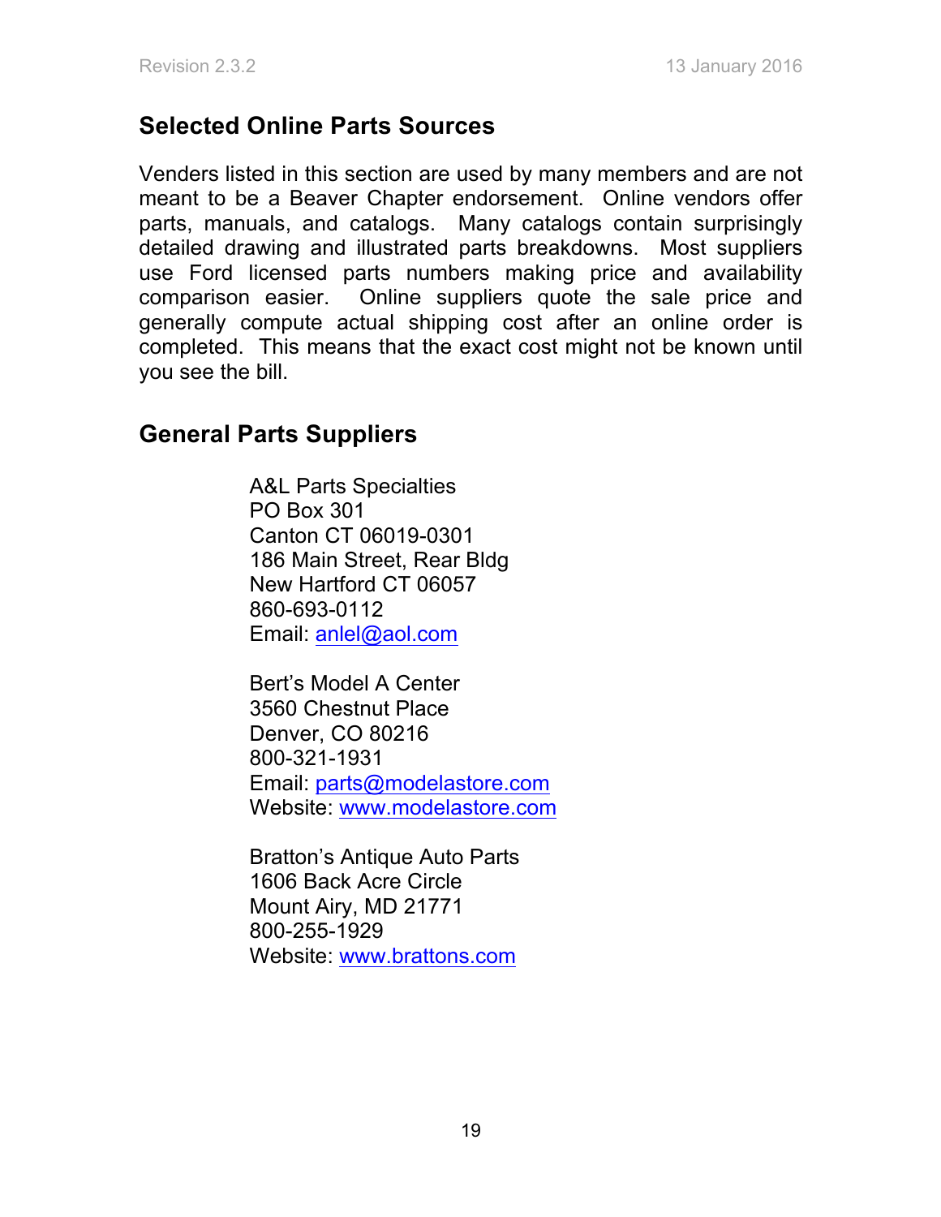## Selected Online Parts Sources

Venders listed in this section are used by many members and are not meant to be a Beaver Chapter endorsement. Online vendors offer parts, manuals, and catalogs. Many catalogs contain surprisingly detailed drawing and illustrated parts breakdowns. Most suppliers use Ford licensed parts numbers making price and availability comparison easier. Online suppliers quote the sale price and generally compute actual shipping cost after an online order is completed. This means that the exact cost might not be known until you see the bill.

## General Parts Suppliers

A&L Parts Specialties
PO Box 301
Canton CT 06019-0301
186 Main Street, Rear Bldg
New Hartford CT 06057
860-693-0112
Email: anlel@aol.com

Bert's Model A Center
3560 Chestnut Place
Denver, CO 80216
800-321-1931
Email: parts@modelastore.com
Website: www.modelastore.com

Bratton's Antique Auto Parts
1606 Back Acre Circle
Mount Airy, MD 21771
800-255-1929
Website: www.brattons.com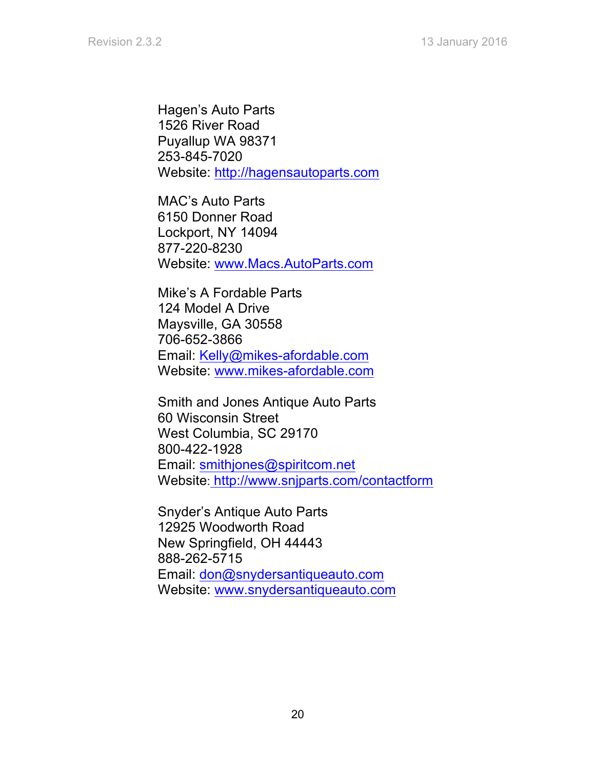Hagen's Auto Parts
1526 River Road
Puyallup WA 98371
253-845-7020
Website: http://hagensautoparts.com

MAC's Auto Parts
6150 Donner Road
Lockport, NY 14094
877-220-8230
Website: www.Macs.AutoParts.com

Mike's A Fordable Parts
124 Model A Drive
Maysville, GA 30558
706-652-3866
Email: Kelly@mikes-afordable.com
Website: www.mikes-afordable.com

Smith and Jones Antique Auto Parts
60 Wisconsin Street
West Columbia, SC 29170
800-422-1928
Email: smithjones@spiritcom.net
Website: http://www.snjparts.com/contactform

Snyder's Antique Auto Parts
12925 Woodworth Road
New Springfield, OH 44443
888-262-5715
Email: don@snydersantiqueauto.com
Website: www.snydersantiqueauto.com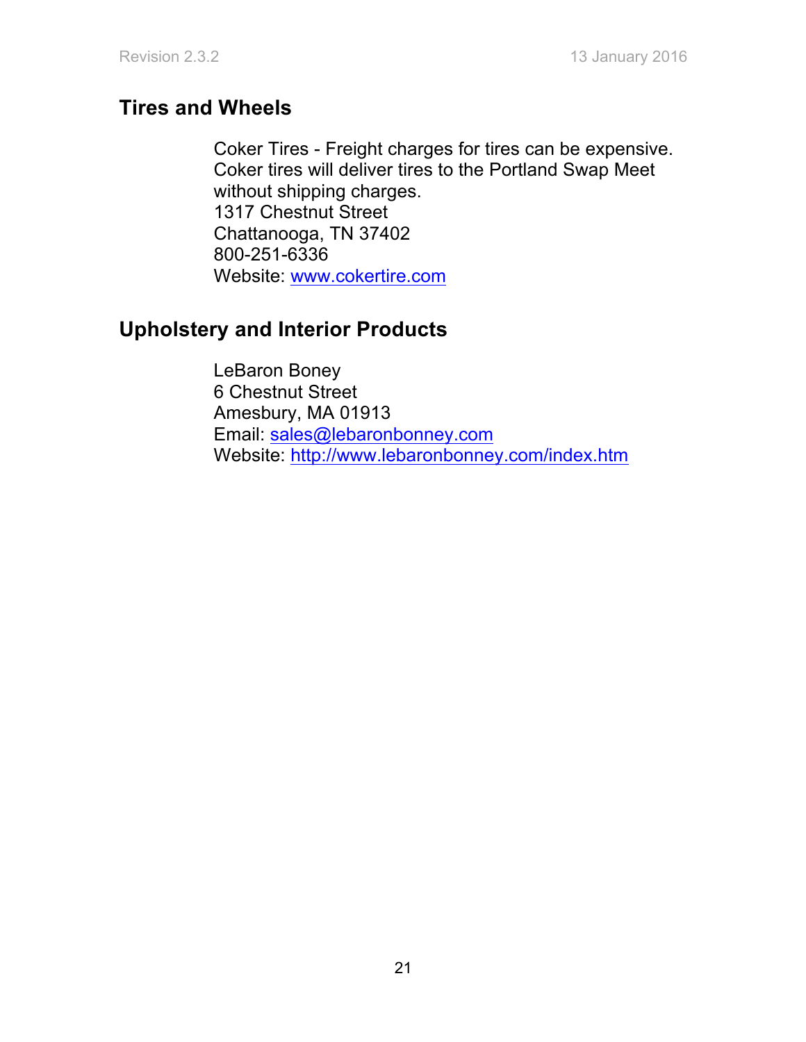## Tires and Wheels

Coker Tires - Freight charges for tires can be expensive. Coker tires will deliver tires to the Portland Swap Meet without shipping charges.
1317 Chestnut Street
Chattanooga, TN 37402
800-251-6336
Website: www.cokertire.com

## Upholstery and Interior Products

LeBaron Boney
6 Chestnut Street
Amesbury, MA 01913
Email: sales@lebaronbonney.com
Website: http://www.lebaronbonney.com/index.htm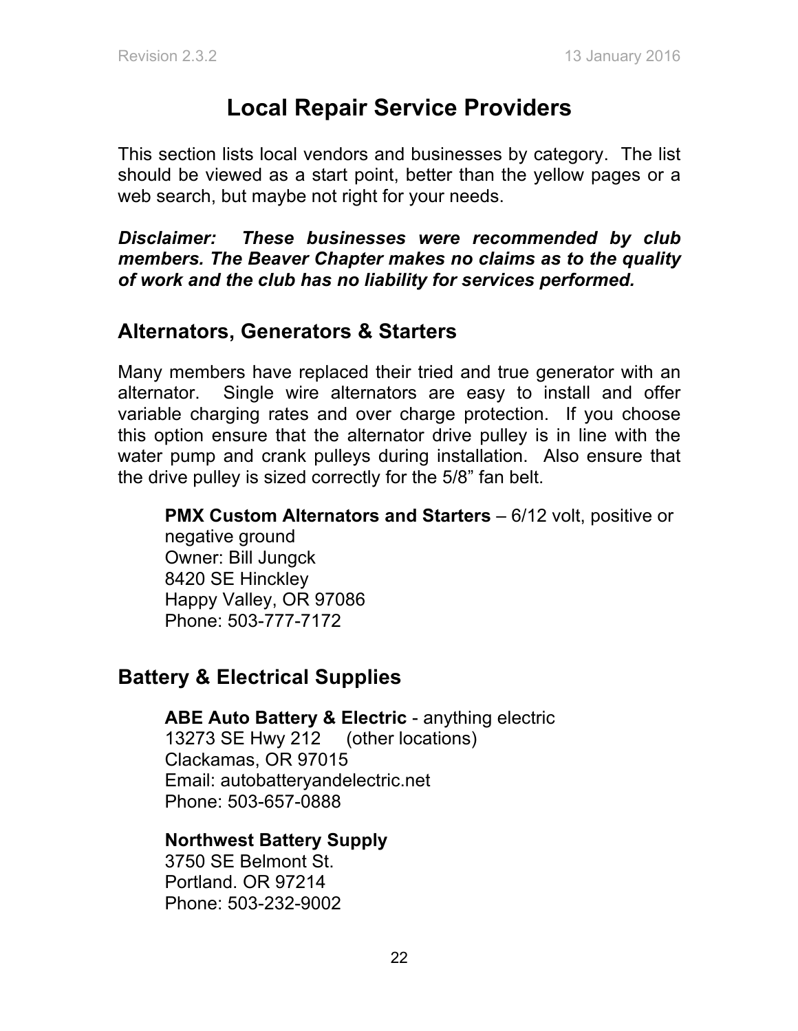# Local Repair Service Providers

This section lists local vendors and businesses by category. The list should be viewed as a start point, better than the yellow pages or a web search, but maybe not right for your needs.

***Disclaimer: These businesses were recommended by club members. The Beaver Chapter makes no claims as to the quality of work and the club has no liability for services performed.***

## Alternators, Generators & Starters

Many members have replaced their tried and true generator with an alternator. Single wire alternators are easy to install and offer variable charging rates and over charge protection. If you choose this option ensure that the alternator drive pulley is in line with the water pump and crank pulleys during installation. Also ensure that the drive pulley is sized correctly for the 5/8" fan belt.

**PMX Custom Alternators and Starters** – 6/12 volt, positive or negative ground
Owner: Bill Jungck
8420 SE Hinckley
Happy Valley, OR 97086
Phone: 503-777-7172

## Battery & Electrical Supplies

**ABE Auto Battery & Electric** - anything electric
13273 SE Hwy 212 (other locations)
Clackamas, OR 97015
Email: autobatteryandelectric.net
Phone: 503-657-0888

**Northwest Battery Supply**
3750 SE Belmont St.
Portland. OR 97214
Phone: 503-232-9002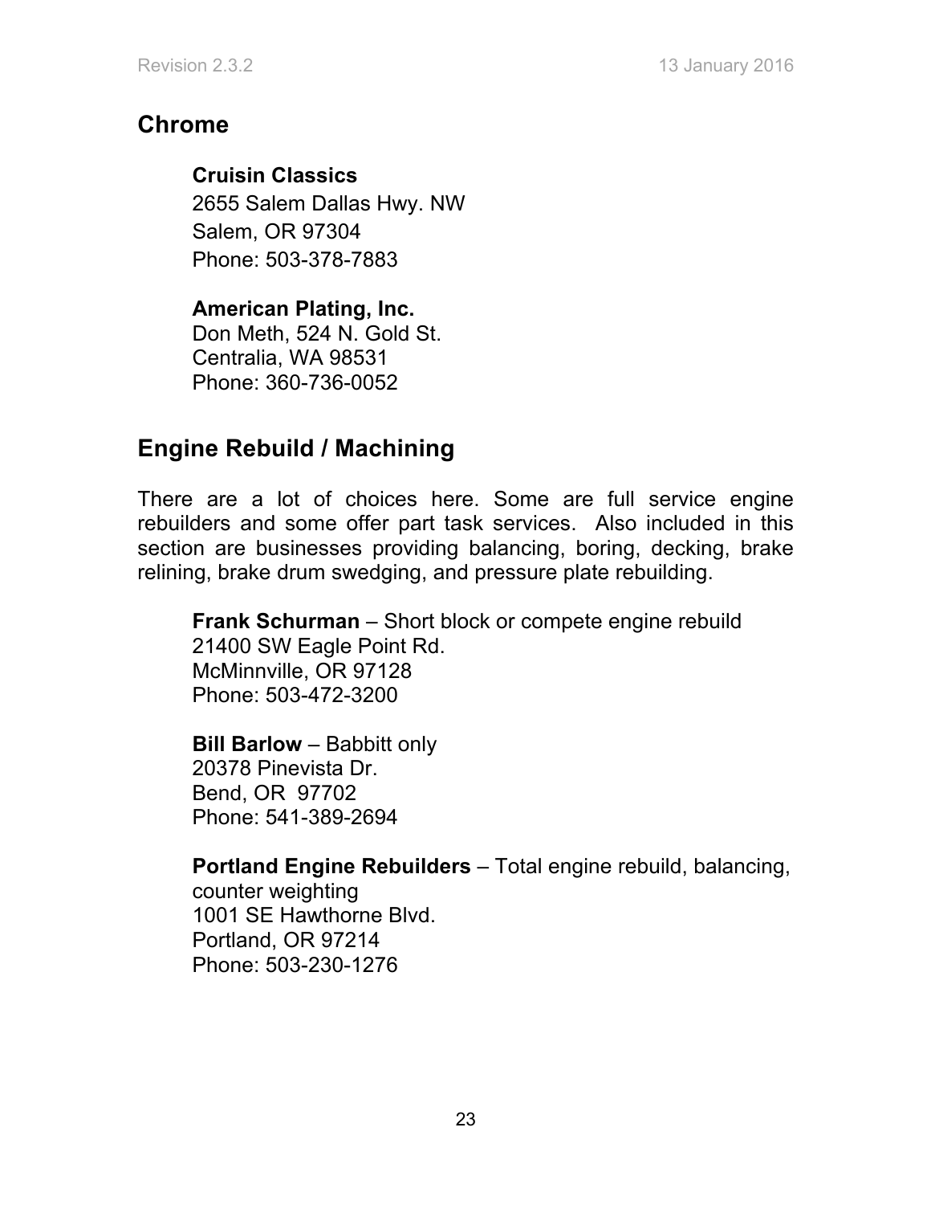## Chrome

**Cruisin Classics**
2655 Salem Dallas Hwy. NW
Salem, OR 97304
Phone: 503-378-7883

**American Plating, Inc.**
Don Meth, 524 N. Gold St.
Centralia, WA 98531
Phone: 360-736-0052

## Engine Rebuild / Machining

There are a lot of choices here. Some are full service engine rebuilders and some offer part task services. Also included in this section are businesses providing balancing, boring, decking, brake relining, brake drum swedging, and pressure plate rebuilding.

**Frank Schurman** – Short block or compete engine rebuild
21400 SW Eagle Point Rd.
McMinnville, OR 97128
Phone: 503-472-3200

**Bill Barlow** – Babbitt only
20378 Pinevista Dr.
Bend, OR 97702
Phone: 541-389-2694

**Portland Engine Rebuilders** – Total engine rebuild, balancing, counter weighting
1001 SE Hawthorne Blvd.
Portland, OR 97214
Phone: 503-230-1276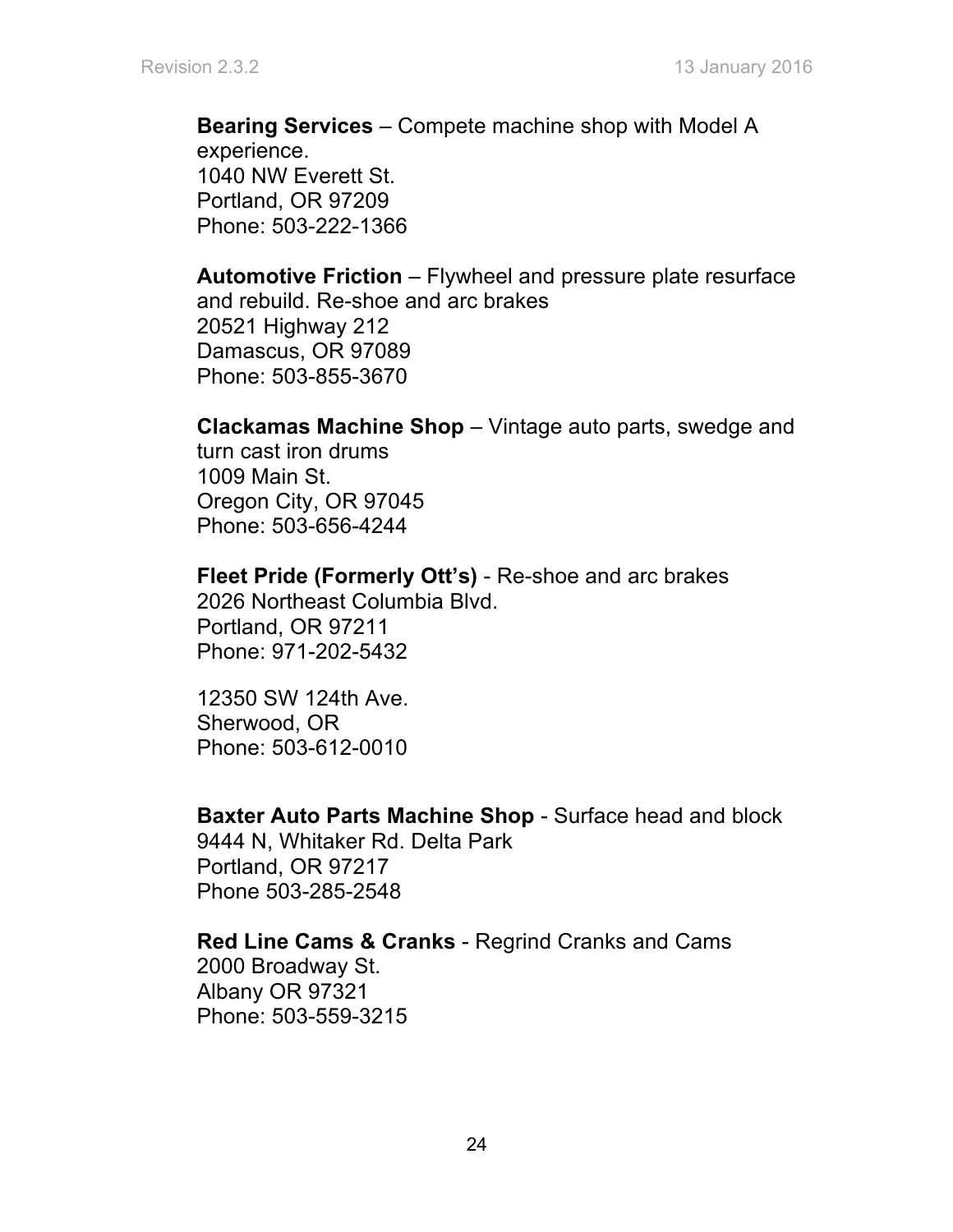**Bearing Services** – Compete machine shop with Model A experience.
1040 NW Everett St.
Portland, OR 97209
Phone: 503-222-1366

**Automotive Friction** – Flywheel and pressure plate resurface and rebuild. Re-shoe and arc brakes
20521 Highway 212
Damascus, OR 97089
Phone: 503-855-3670

**Clackamas Machine Shop** – Vintage auto parts, swedge and turn cast iron drums
1009 Main St.
Oregon City, OR 97045
Phone: 503-656-4244

**Fleet Pride (Formerly Ott's)** - Re-shoe and arc brakes
2026 Northeast Columbia Blvd.
Portland, OR 97211
Phone: 971-202-5432

12350 SW 124th Ave.
Sherwood, OR
Phone: 503-612-0010

**Baxter Auto Parts Machine Shop** - Surface head and block
9444 N, Whitaker Rd. Delta Park
Portland, OR 97217
Phone 503-285-2548

**Red Line Cams & Cranks** - Regrind Cranks and Cams
2000 Broadway St.
Albany OR 97321
Phone: 503-559-3215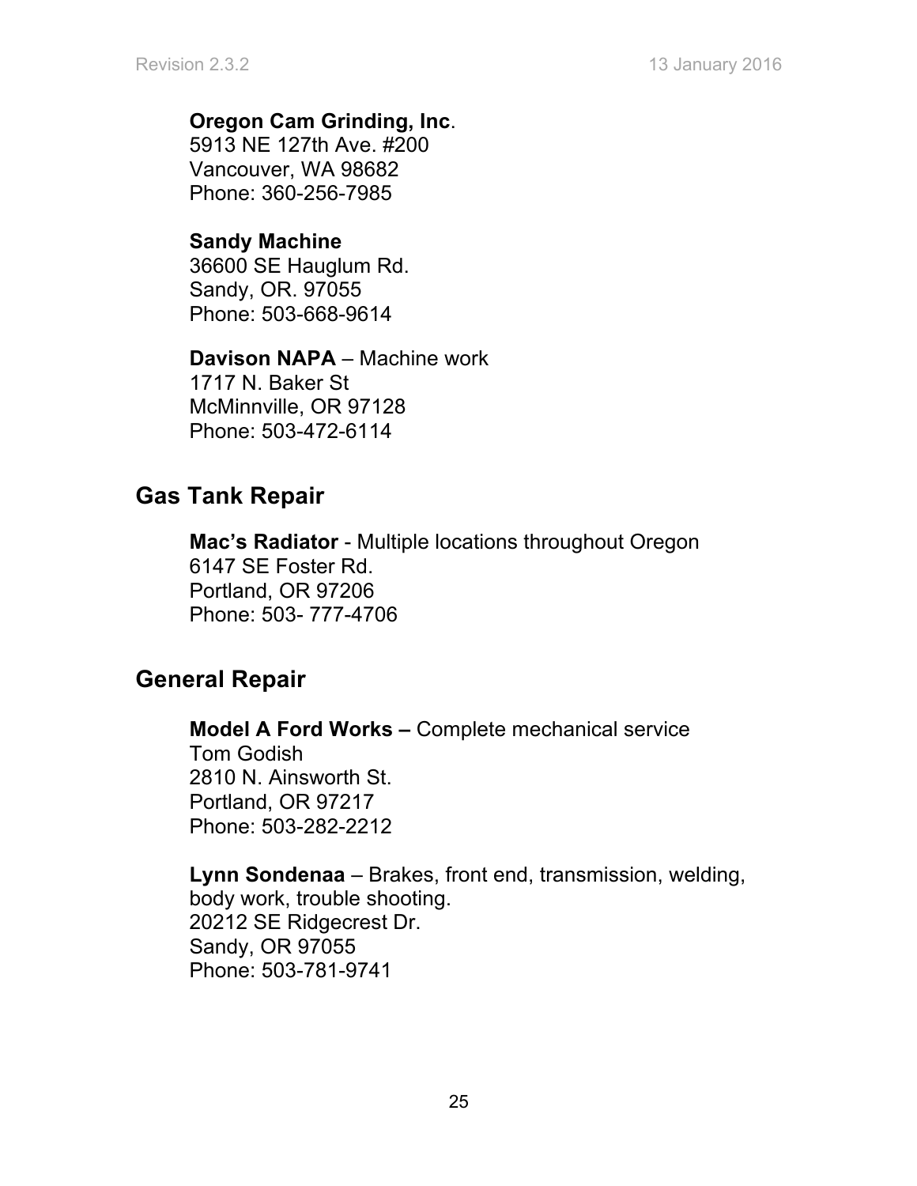**Oregon Cam Grinding, Inc**.
5913 NE 127th Ave. #200
Vancouver, WA 98682
Phone: 360-256-7985

**Sandy Machine**
36600 SE Hauglum Rd.
Sandy, OR. 97055
Phone: 503-668-9614

**Davison NAPA** – Machine work
1717 N. Baker St
McMinnville, OR 97128
Phone: 503-472-6114

## Gas Tank Repair

**Mac's Radiator** - Multiple locations throughout Oregon
6147 SE Foster Rd.
Portland, OR 97206
Phone: 503- 777-4706

## General Repair

**Model A Ford Works –** Complete mechanical service
Tom Godish
2810 N. Ainsworth St.
Portland, OR 97217
Phone: 503-282-2212

**Lynn Sondenaa** – Brakes, front end, transmission, welding, body work, trouble shooting.
20212 SE Ridgecrest Dr.
Sandy, OR 97055
Phone: 503-781-9741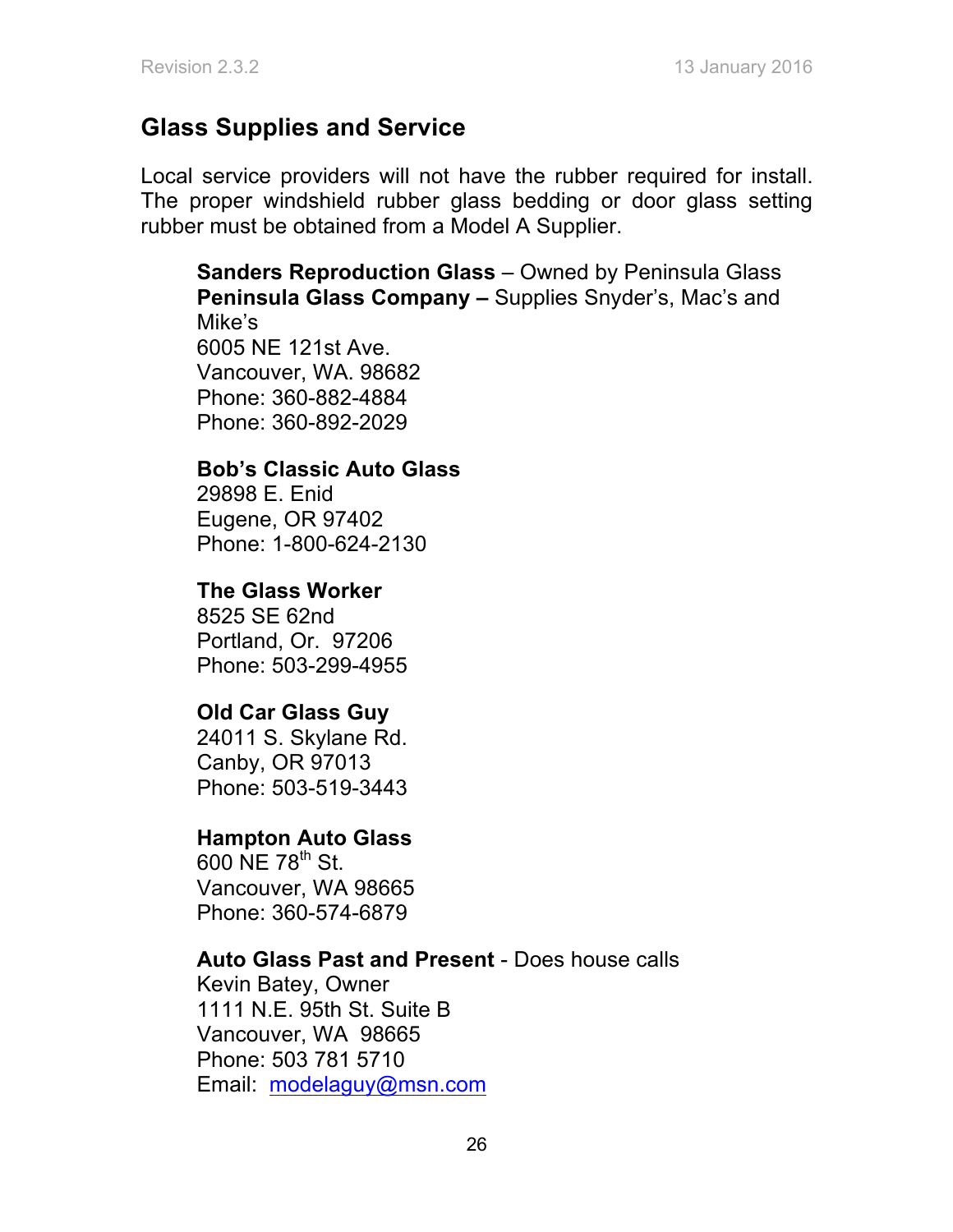## Glass Supplies and Service

Local service providers will not have the rubber required for install. The proper windshield rubber glass bedding or door glass setting rubber must be obtained from a Model A Supplier.

**Sanders Reproduction Glass** – Owned by Peninsula Glass
**Peninsula Glass Company –** Supplies Snyder's, Mac's and Mike's
6005 NE 121st Ave.
Vancouver, WA. 98682
Phone: 360-882-4884
Phone: 360-892-2029

**Bob's Classic Auto Glass**
29898 E. Enid
Eugene, OR 97402
Phone: 1-800-624-2130

**The Glass Worker**
8525 SE 62nd
Portland, Or. 97206
Phone: 503-299-4955

**Old Car Glass Guy**
24011 S. Skylane Rd.
Canby, OR 97013
Phone: 503-519-3443

**Hampton Auto Glass**
600 NE 78th St.
Vancouver, WA 98665
Phone: 360-574-6879

**Auto Glass Past and Present** - Does house calls
Kevin Batey, Owner
1111 N.E. 95th St. Suite B
Vancouver, WA 98665
Phone: 503 781 5710
Email: modelaguy@msn.com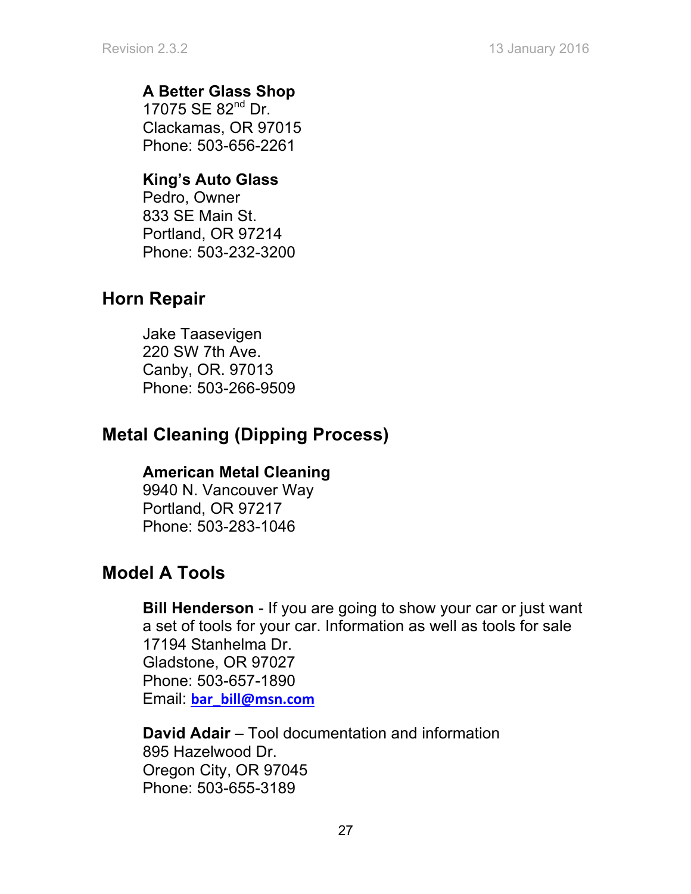**A Better Glass Shop**
17075 SE $82^{nd}$ Dr.
Clackamas, OR 97015
Phone: 503-656-2261

**King's Auto Glass**
Pedro, Owner
833 SE Main St.
Portland, OR 97214
Phone: 503-232-3200

## Horn Repair

Jake Taasevigen
220 SW 7th Ave.
Canby, OR. 97013
Phone: 503-266-9509

## Metal Cleaning (Dipping Process)

**American Metal Cleaning**
9940 N. Vancouver Way
Portland, OR 97217
Phone: 503-283-1046

## Model A Tools

**Bill Henderson** - If you are going to show your car or just want a set of tools for your car. Information as well as tools for sale
17194 Stanhelma Dr.
Gladstone, OR 97027
Phone: 503-657-1890
Email: bar_bill@msn.com

**David Adair** – Tool documentation and information
895 Hazelwood Dr.
Oregon City, OR 97045
Phone: 503-655-3189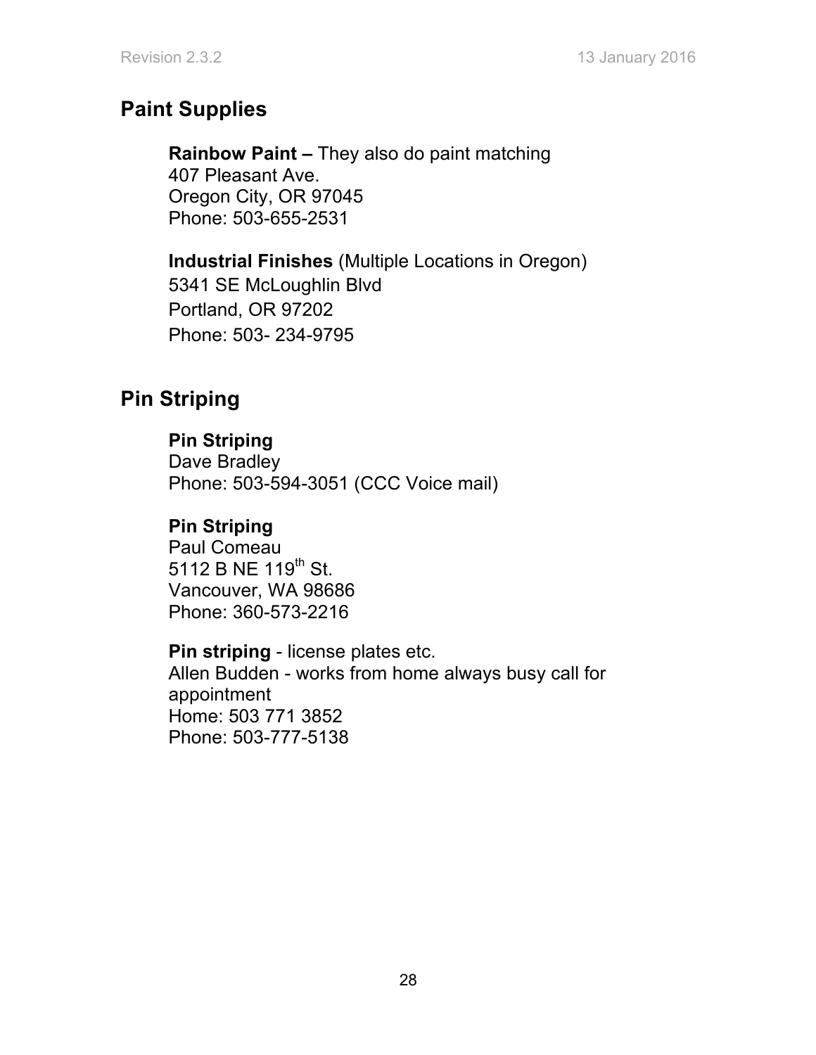## Paint Supplies

**Rainbow Paint –** They also do paint matching
407 Pleasant Ave.
Oregon City, OR 97045
Phone: 503-655-2531

**Industrial Finishes** (Multiple Locations in Oregon)
5341 SE McLoughlin Blvd
Portland, OR 97202
Phone: 503- 234-9795

## Pin Striping

**Pin Striping**
Dave Bradley
Phone: 503-594-3051 (CCC Voice mail)

**Pin Striping**
Paul Comeau
5112 B NE 119th St.
Vancouver, WA 98686
Phone: 360-573-2216

**Pin striping** - license plates etc.
Allen Budden - works from home always busy call for appointment
Home: 503 771 3852
Phone: 503-777-5138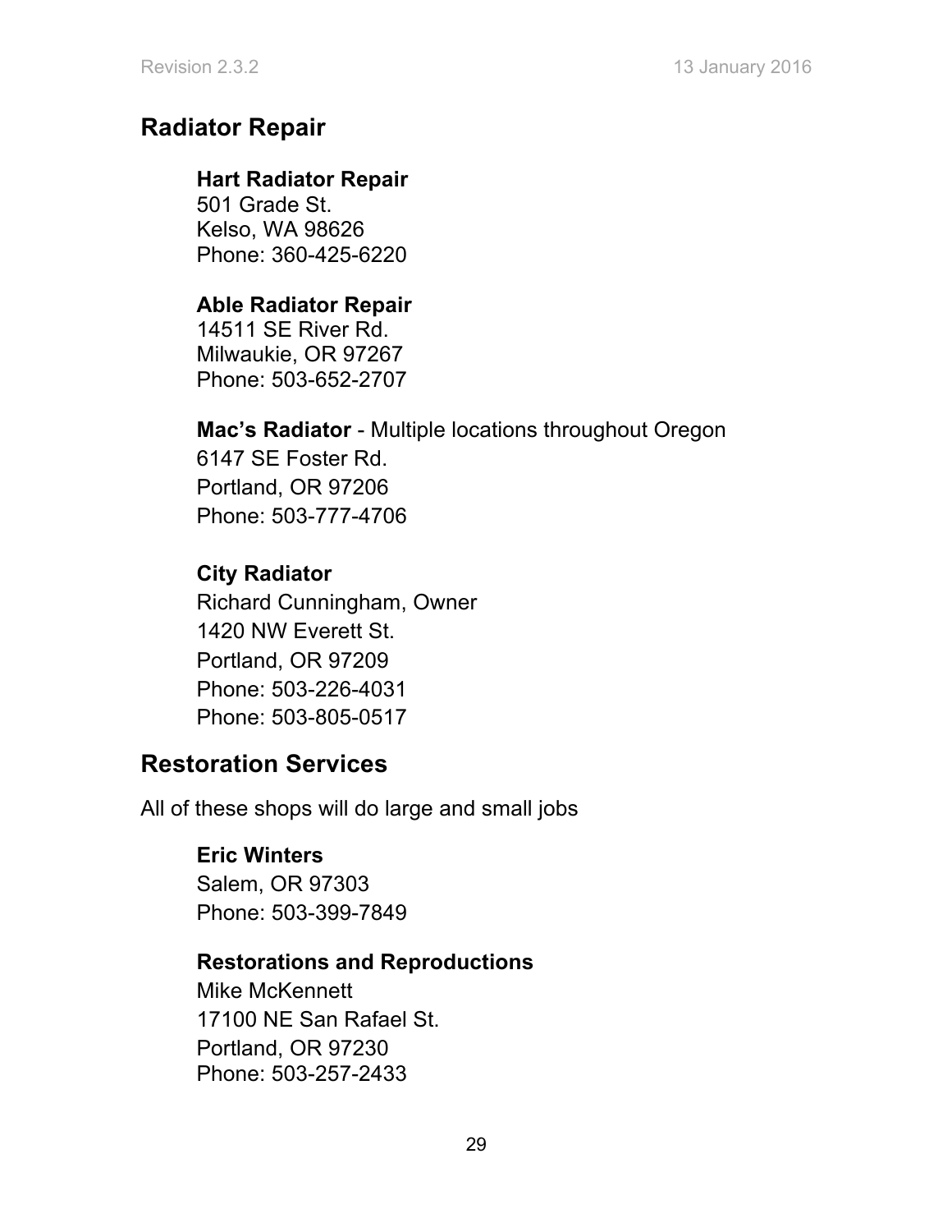## Radiator Repair

**Hart Radiator Repair**
501 Grade St.
Kelso, WA 98626
Phone: 360-425-6220

**Able Radiator Repair**
14511 SE River Rd.
Milwaukie, OR 97267
Phone: 503-652-2707

**Mac's Radiator** - Multiple locations throughout Oregon
6147 SE Foster Rd.
Portland, OR 97206
Phone: 503-777-4706

**City Radiator**
Richard Cunningham, Owner
1420 NW Everett St.
Portland, OR 97209
Phone: 503-226-4031
Phone: 503-805-0517

## Restoration Services

All of these shops will do large and small jobs

**Eric Winters**
Salem, OR 97303
Phone: 503-399-7849

**Restorations and Reproductions**
Mike McKennett
17100 NE San Rafael St.
Portland, OR 97230
Phone: 503-257-2433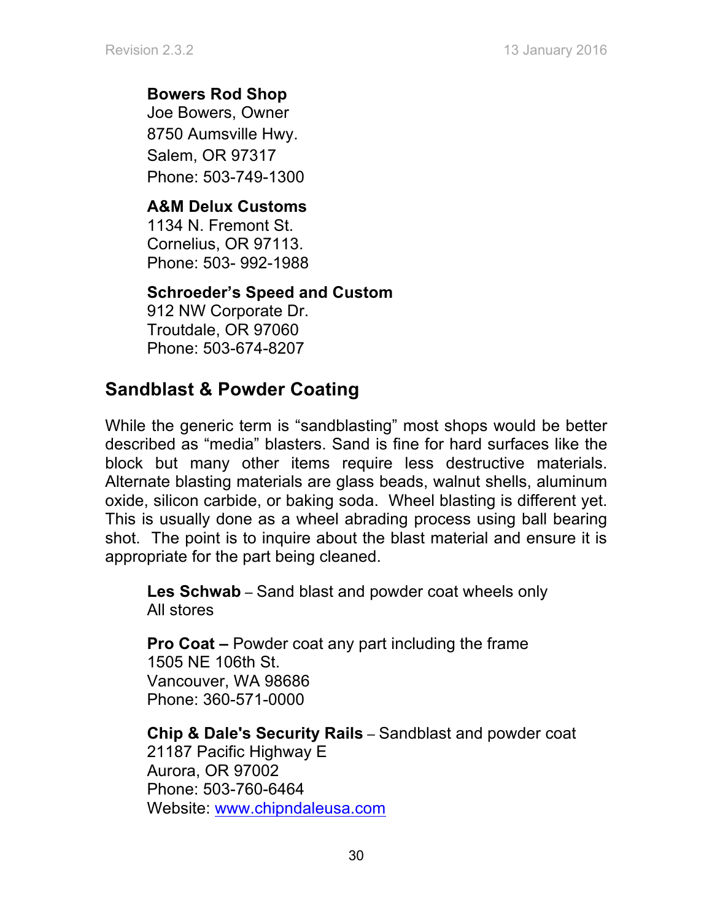**Bowers Rod Shop**
Joe Bowers, Owner
8750 Aumsville Hwy.
Salem, OR 97317
Phone: 503-749-1300

**A&M Delux Customs**
1134 N. Fremont St.
Cornelius, OR 97113.
Phone: 503- 992-1988

**Schroeder's Speed and Custom**
912 NW Corporate Dr.
Troutdale, OR 97060
Phone: 503-674-8207

## Sandblast & Powder Coating

While the generic term is "sandblasting" most shops would be better described as "media" blasters. Sand is fine for hard surfaces like the block but many other items require less destructive materials. Alternate blasting materials are glass beads, walnut shells, aluminum oxide, silicon carbide, or baking soda. Wheel blasting is different yet. This is usually done as a wheel abrading process using ball bearing shot. The point is to inquire about the blast material and ensure it is appropriate for the part being cleaned.

**Les Schwab** – Sand blast and powder coat wheels only
All stores

**Pro Coat –** Powder coat any part including the frame
1505 NE 106th St.
Vancouver, WA 98686
Phone: 360-571-0000

**Chip & Dale's Security Rails** – Sandblast and powder coat
21187 Pacific Highway E
Aurora, OR 97002
Phone: 503-760-6464
Website: www.chipndaleusa.com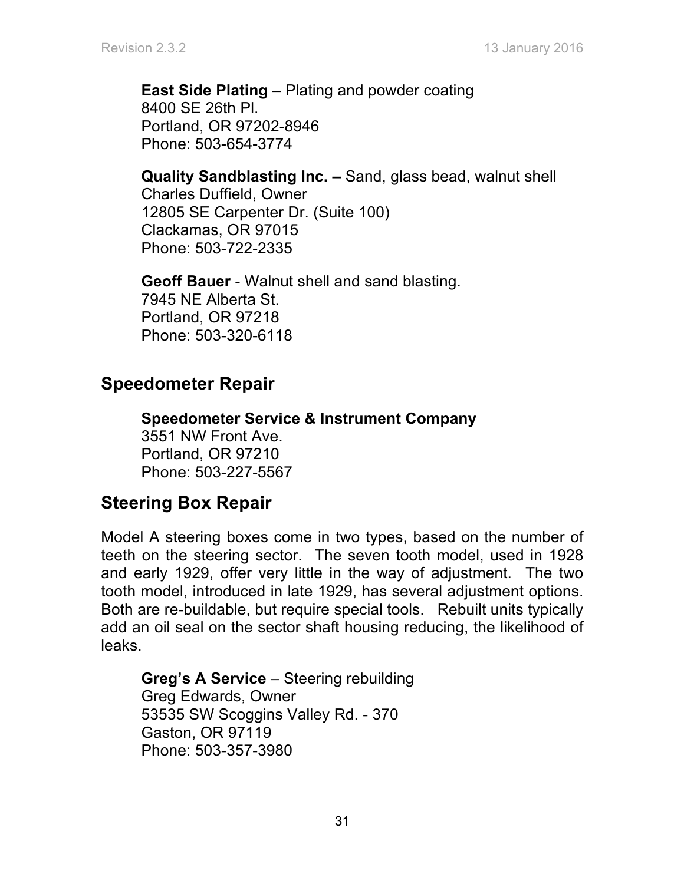**East Side Plating** – Plating and powder coating
8400 SE 26th Pl.
Portland, OR 97202-8946
Phone: 503-654-3774

**Quality Sandblasting Inc. –** Sand, glass bead, walnut shell
Charles Duffield, Owner
12805 SE Carpenter Dr. (Suite 100)
Clackamas, OR 97015
Phone: 503-722-2335

**Geoff Bauer** - Walnut shell and sand blasting.
7945 NE Alberta St.
Portland, OR 97218
Phone: 503-320-6118

## Speedometer Repair

**Speedometer Service & Instrument Company**
3551 NW Front Ave.
Portland, OR 97210
Phone: 503-227-5567

## Steering Box Repair

Model A steering boxes come in two types, based on the number of teeth on the steering sector. The seven tooth model, used in 1928 and early 1929, offer very little in the way of adjustment. The two tooth model, introduced in late 1929, has several adjustment options. Both are re-buildable, but require special tools. Rebuilt units typically add an oil seal on the sector shaft housing reducing, the likelihood of leaks.

**Greg's A Service** – Steering rebuilding
Greg Edwards, Owner
53535 SW Scoggins Valley Rd. - 370
Gaston, OR 97119
Phone: 503-357-3980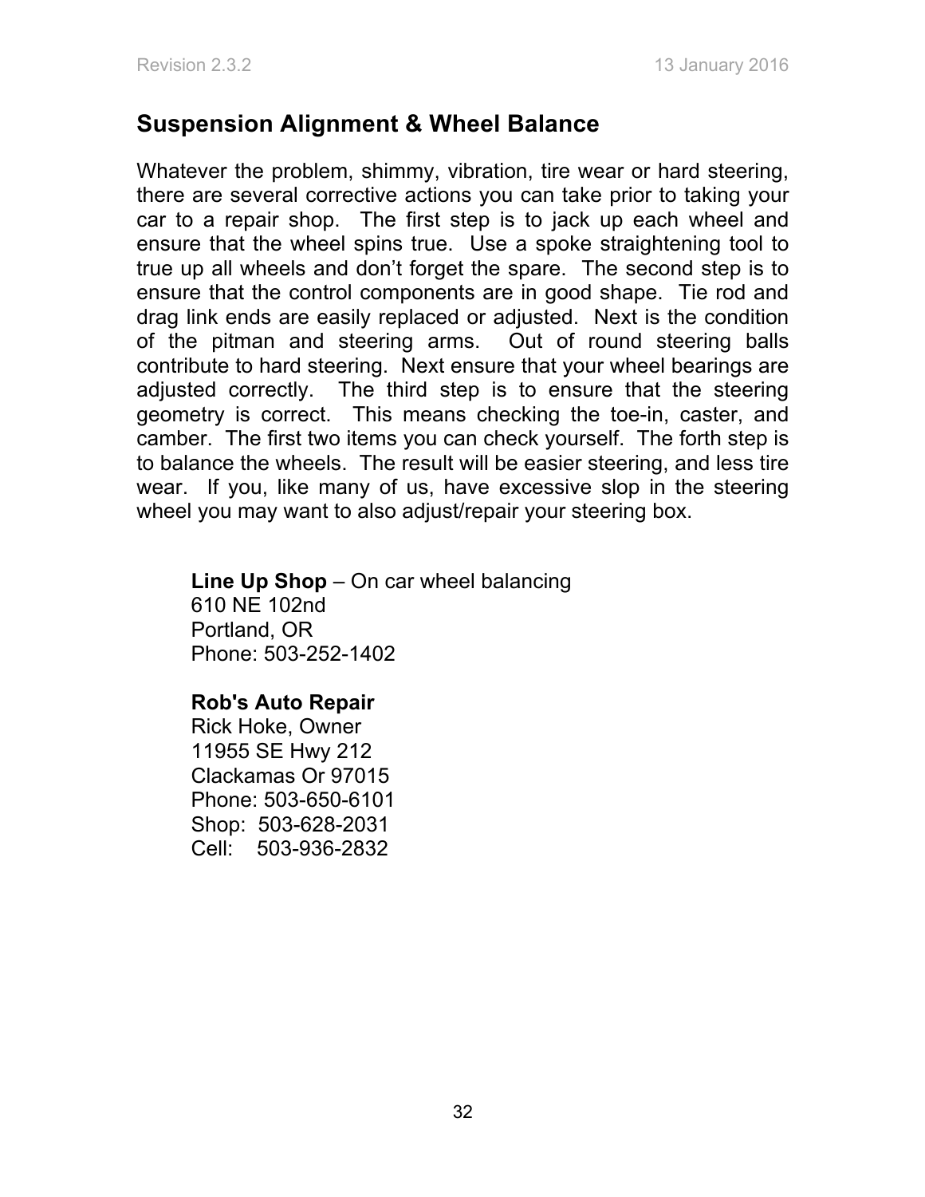## Suspension Alignment & Wheel Balance

Whatever the problem, shimmy, vibration, tire wear or hard steering, there are several corrective actions you can take prior to taking your car to a repair shop. The first step is to jack up each wheel and ensure that the wheel spins true. Use a spoke straightening tool to true up all wheels and don't forget the spare. The second step is to ensure that the control components are in good shape. Tie rod and drag link ends are easily replaced or adjusted. Next is the condition of the pitman and steering arms. Out of round steering balls contribute to hard steering. Next ensure that your wheel bearings are adjusted correctly. The third step is to ensure that the steering geometry is correct. This means checking the toe-in, caster, and camber. The first two items you can check yourself. The forth step is to balance the wheels. The result will be easier steering, and less tire wear. If you, like many of us, have excessive slop in the steering wheel you may want to also adjust/repair your steering box.

**Line Up Shop** – On car wheel balancing
610 NE 102nd
Portland, OR
Phone: 503-252-1402

**Rob's Auto Repair**
Rick Hoke, Owner
11955 SE Hwy 212
Clackamas Or 97015
Phone: 503-650-6101
Shop: 503-628-2031
Cell: 503-936-2832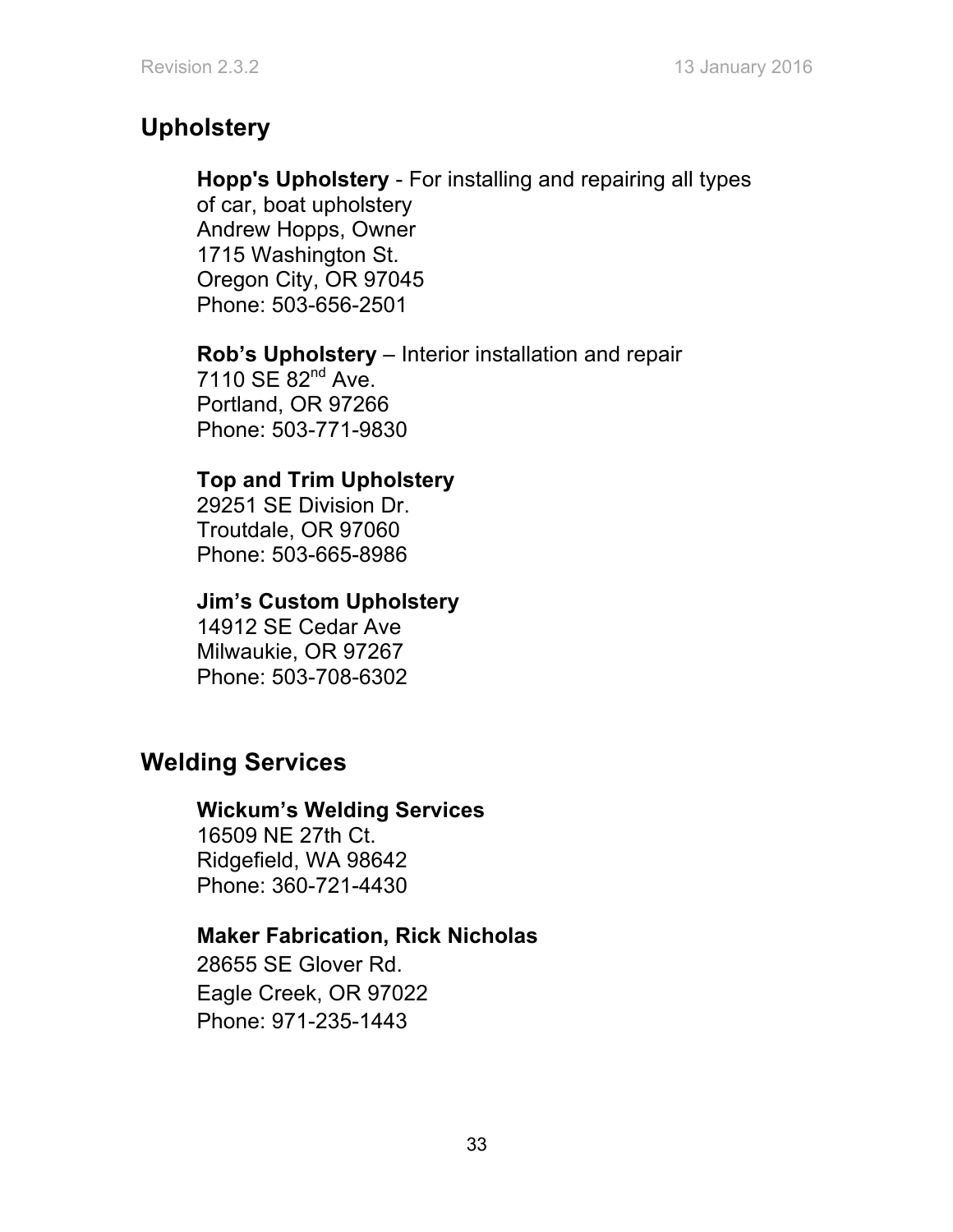## Upholstery

**Hopp's Upholstery** - For installing and repairing all types of car, boat upholstery
Andrew Hopps, Owner
1715 Washington St.
Oregon City, OR 97045
Phone: 503-656-2501

**Rob's Upholstery** – Interior installation and repair
7110 SE 82nd Ave.
Portland, OR 97266
Phone: 503-771-9830

**Top and Trim Upholstery**
29251 SE Division Dr.
Troutdale, OR 97060
Phone: 503-665-8986

**Jim's Custom Upholstery**
14912 SE Cedar Ave
Milwaukie, OR 97267
Phone: 503-708-6302

## Welding Services

**Wickum's Welding Services**
16509 NE 27th Ct.
Ridgefield, WA 98642
Phone: 360-721-4430

**Maker Fabrication, Rick Nicholas**
28655 SE Glover Rd.
Eagle Creek, OR 97022
Phone: 971-235-1443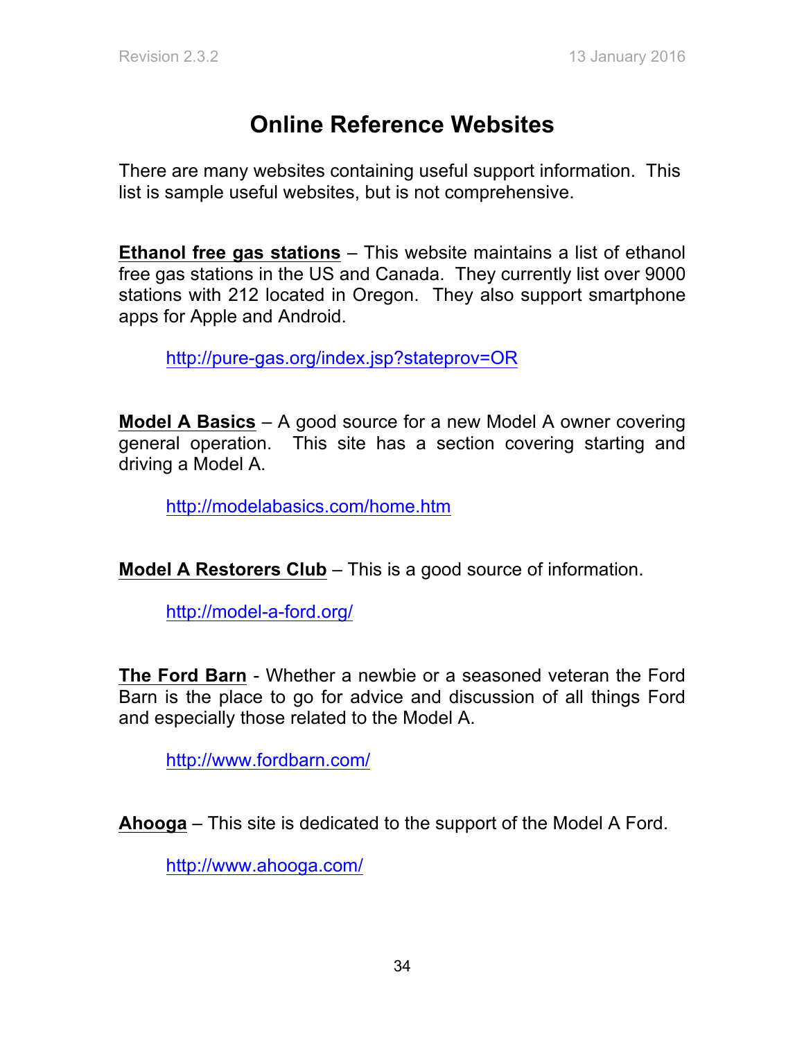# Online Reference Websites

There are many websites containing useful support information. This list is sample useful websites, but is not comprehensive.

**Ethanol free gas stations** – This website maintains a list of ethanol free gas stations in the US and Canada. They currently list over 9000 stations with 212 located in Oregon. They also support smartphone apps for Apple and Android.

> http://pure-gas.org/index.jsp?stateprov=OR

**Model A Basics** – A good source for a new Model A owner covering general operation. This site has a section covering starting and driving a Model A.

> http://modelabasics.com/home.htm

**Model A Restorers Club** – This is a good source of information.

> http://model-a-ford.org/

**The Ford Barn** - Whether a newbie or a seasoned veteran the Ford Barn is the place to go for advice and discussion of all things Ford and especially those related to the Model A.

> http://www.fordbarn.com/

**Ahooga** – This site is dedicated to the support of the Model A Ford.

> http://www.ahooga.com/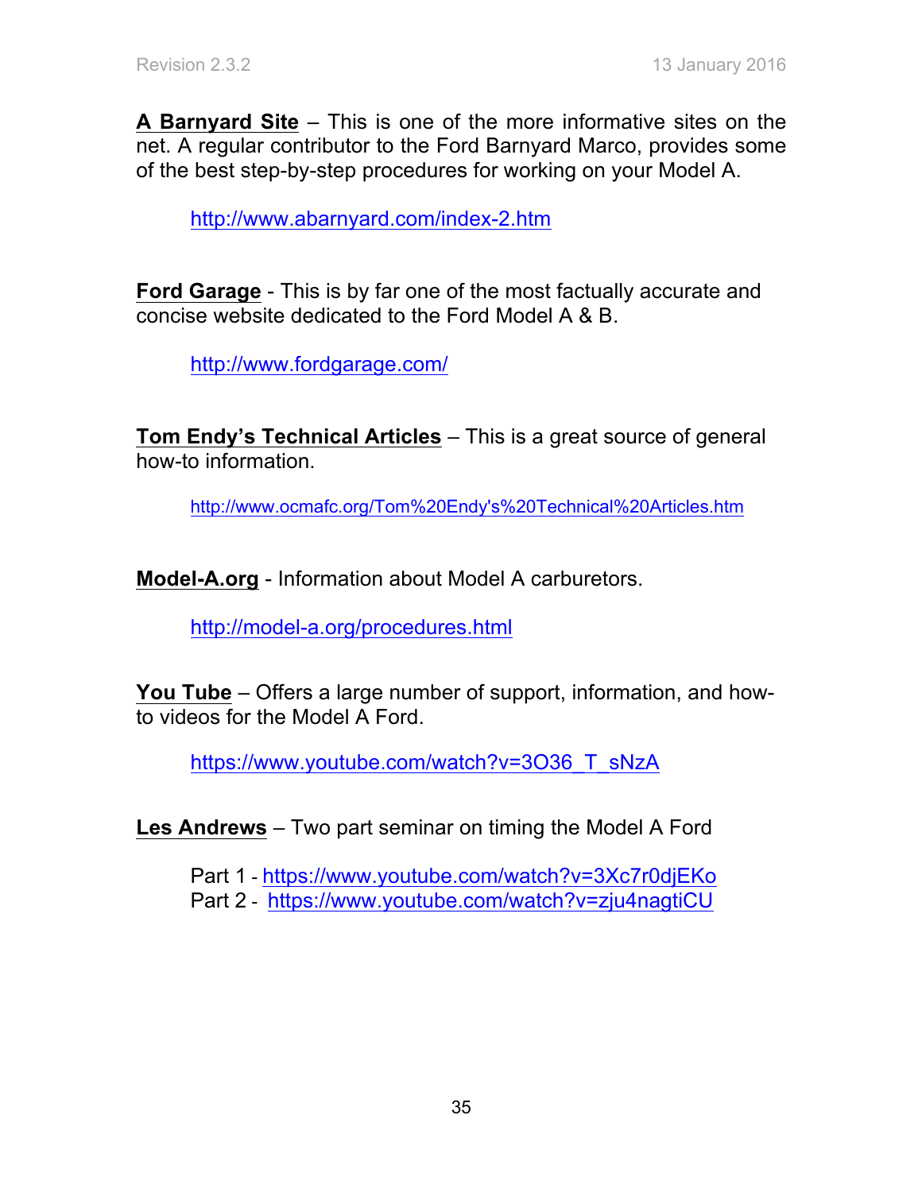**A Barnyard Site** – This is one of the more informative sites on the net. A regular contributor to the Ford Barnyard Marco, provides some of the best step-by-step procedures for working on your Model A.

http://www.abarnyard.com/index-2.htm

**Ford Garage** - This is by far one of the most factually accurate and concise website dedicated to the Ford Model A & B.

http://www.fordgarage.com/

**Tom Endy's Technical Articles** – This is a great source of general how-to information.

http://www.ocmafc.org/Tom%20Endy's%20Technical%20Articles.htm

**Model-A.org** - Information about Model A carburetors.

http://model-a.org/procedures.html

**You Tube** – Offers a large number of support, information, and how-to videos for the Model A Ford.

https://www.youtube.com/watch?v=3O36_T_sNzA

**Les Andrews** – Two part seminar on timing the Model A Ford

Part 1 - https://www.youtube.com/watch?v=3Xc7r0djEKo
Part 2 - https://www.youtube.com/watch?v=zju4nagtiCU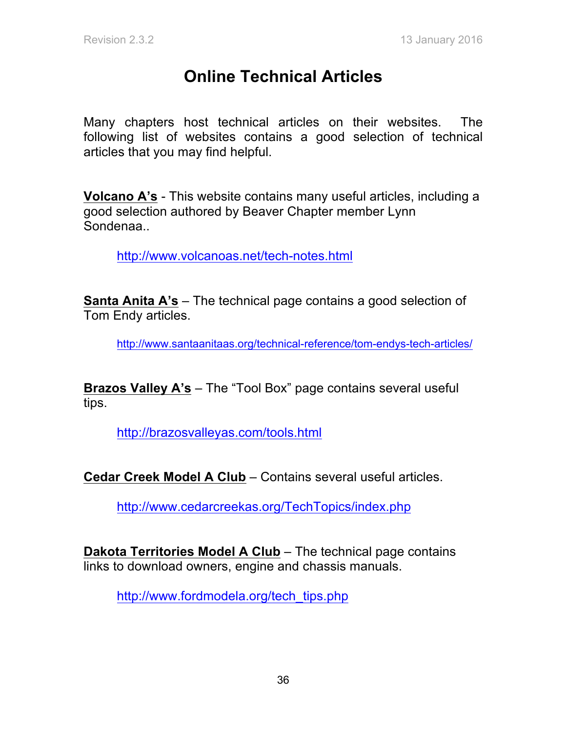# Online Technical Articles

Many chapters host technical articles on their websites. The following list of websites contains a good selection of technical articles that you may find helpful.

**Volcano A's** - This website contains many useful articles, including a good selection authored by Beaver Chapter member Lynn Sondenaa..

http://www.volcanoas.net/tech-notes.html

**Santa Anita A's** – The technical page contains a good selection of Tom Endy articles.

http://www.santaanitaas.org/technical-reference/tom-endys-tech-articles/

**Brazos Valley A's** – The "Tool Box" page contains several useful tips.

http://brazosvalleyas.com/tools.html

**Cedar Creek Model A Club** – Contains several useful articles.

http://www.cedarcreekas.org/TechTopics/index.php

**Dakota Territories Model A Club** – The technical page contains links to download owners, engine and chassis manuals.

http://www.fordmodela.org/tech_tips.php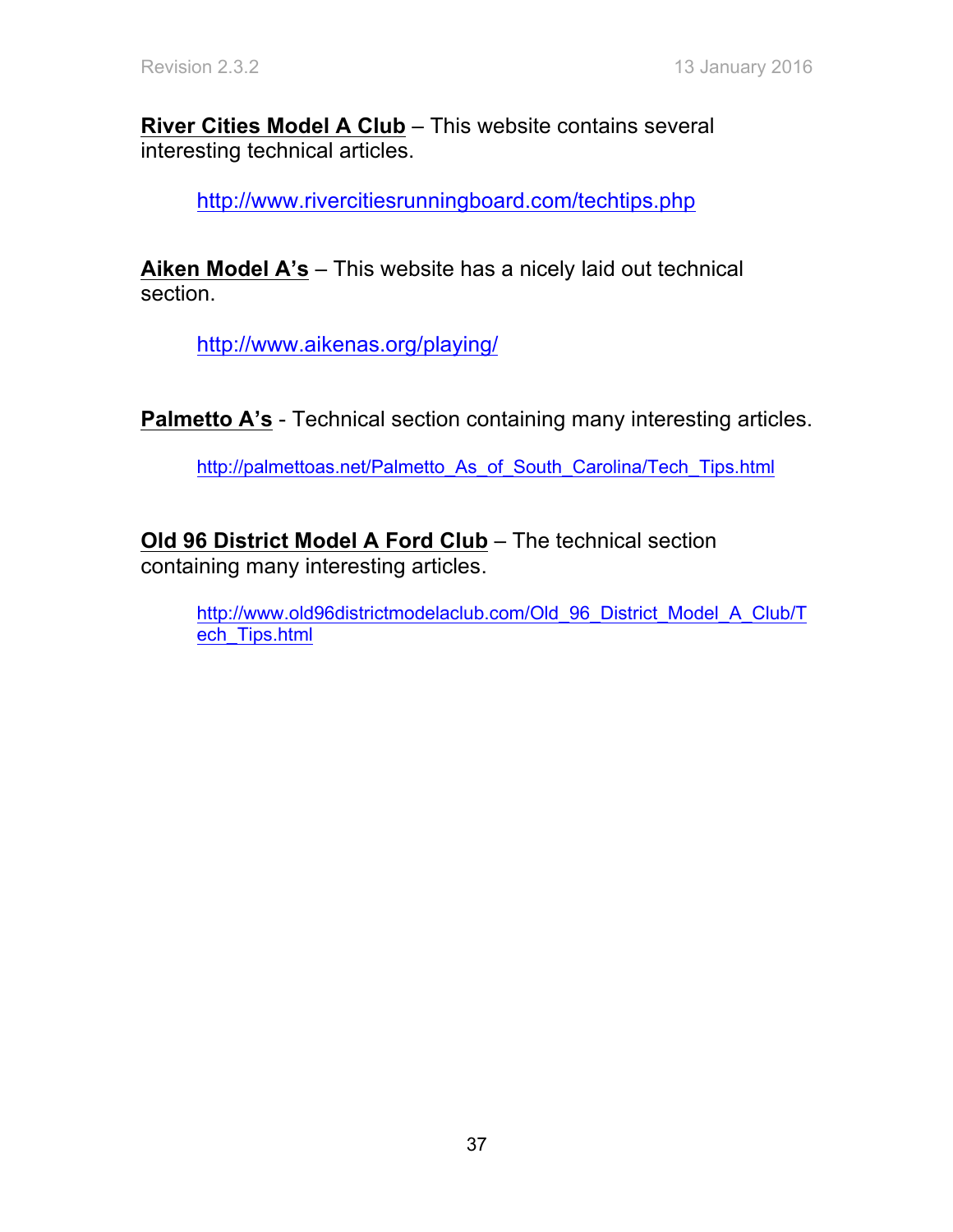**River Cities Model A Club** – This website contains several interesting technical articles.

http://www.rivercitiesrunningboard.com/techtips.php

**Aiken Model A's** – This website has a nicely laid out technical section.

http://www.aikenas.org/playing/

**Palmetto A's** - Technical section containing many interesting articles.

http://palmettoas.net/Palmetto_As_of_South_Carolina/Tech_Tips.html

**Old 96 District Model A Ford Club** – The technical section containing many interesting articles.

http://www.old96districtmodelaclub.com/Old_96_District_Model_A_Club/Tech_Tips.html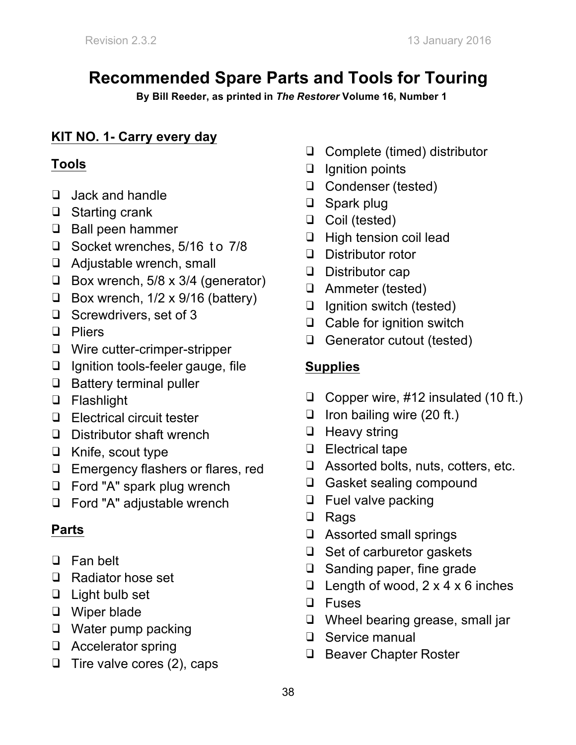# Recommended Spare Parts and Tools for Touring

**By Bill Reeder, as printed in *The Restorer* Volume 16, Number 1**

## KIT NO. 1- Carry every day

### Tools

- ❑ Jack and handle
- ❑ Starting crank
- ❑ Ball peen hammer
- ❑ Socket wrenches, 5/16 to 7/8
- ❑ Adjustable wrench, small
- ❑ Box wrench, 5/8 x 3/4 (generator)
- ❑ Box wrench, 1/2 x 9/16 (battery)
- ❑ Screwdrivers, set of 3
- ❑ Pliers
- ❑ Wire cutter-crimper-stripper
- ❑ Ignition tools-feeler gauge, file
- ❑ Battery terminal puller
- ❑ Flashlight
- ❑ Electrical circuit tester
- ❑ Distributor shaft wrench
- ❑ Knife, scout type
- ❑ Emergency flashers or flares, red
- ❑ Ford "A" spark plug wrench
- ❑ Ford "A" adjustable wrench

### Parts

- ❑ Fan belt
- ❑ Radiator hose set
- ❑ Light bulb set
- ❑ Wiper blade
- ❑ Water pump packing
- ❑ Accelerator spring
- ❑ Tire valve cores (2), caps
- ❑ Complete (timed) distributor
- ❑ Ignition points
- ❑ Condenser (tested)
- ❑ Spark plug
- ❑ Coil (tested)
- ❑ High tension coil lead
- ❑ Distributor rotor
- ❑ Distributor cap
- ❑ Ammeter (tested)
- ❑ Ignition switch (tested)
- ❑ Cable for ignition switch
- ❑ Generator cutout (tested)

### Supplies

- ❑ Copper wire, #12 insulated (10 ft.)
- ❑ Iron bailing wire (20 ft.)
- ❑ Heavy string
- ❑ Electrical tape
- ❑ Assorted bolts, nuts, cotters, etc.
- ❑ Gasket sealing compound
- ❑ Fuel valve packing
- ❑ Rags
- ❑ Assorted small springs
- ❑ Set of carburetor gaskets
- ❑ Sanding paper, fine grade
- ❑ Length of wood, 2 x 4 x 6 inches
- ❑ Fuses
- ❑ Wheel bearing grease, small jar
- ❑ Service manual
- ❑ Beaver Chapter Roster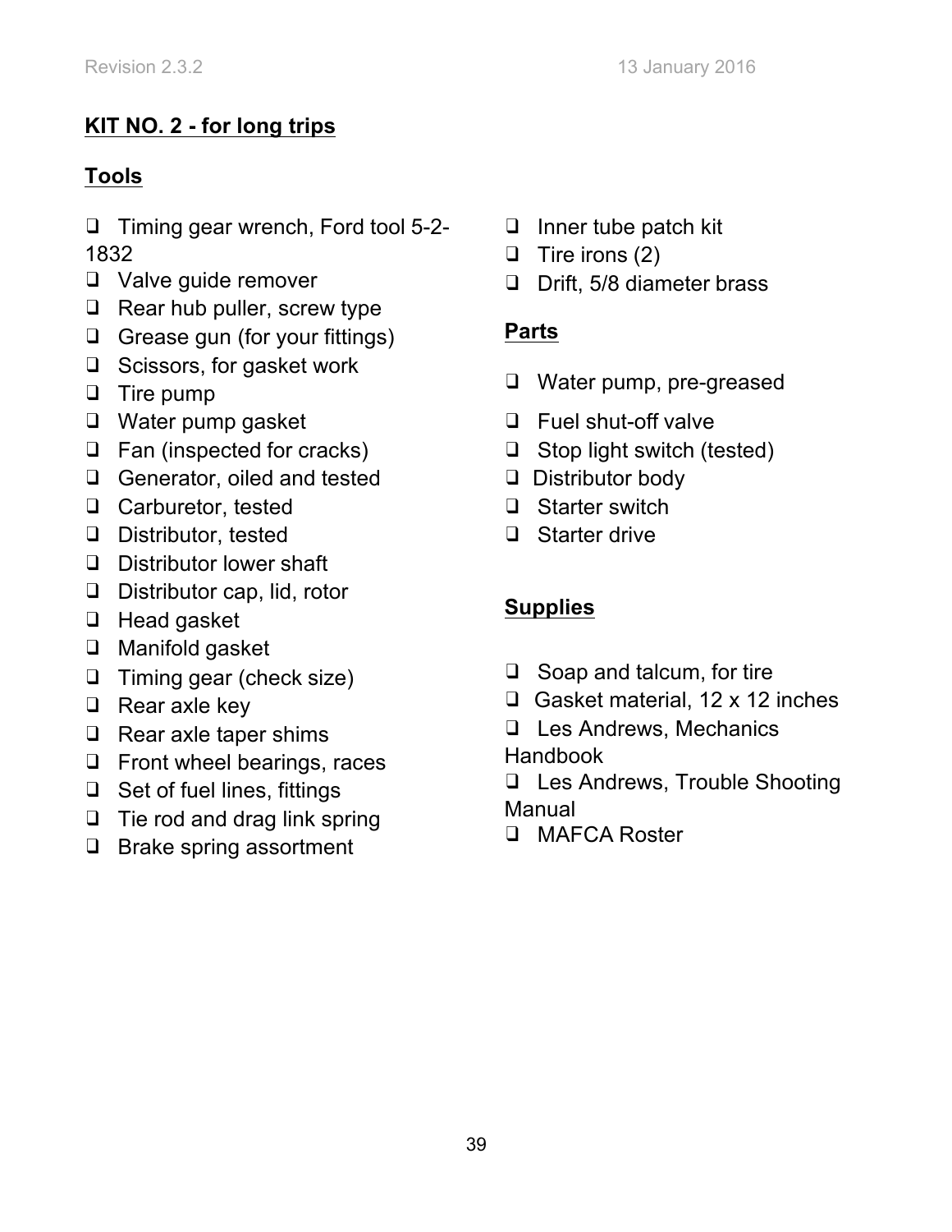## KIT NO. 2 - for long trips

### Tools

- ❑ Timing gear wrench, Ford tool 5-2-1832
- ❑ Valve guide remover
- ❑ Rear hub puller, screw type
- ❑ Grease gun (for your fittings)
- ❑ Scissors, for gasket work
- ❑ Tire pump
- ❑ Water pump gasket
- ❑ Fan (inspected for cracks)
- ❑ Generator, oiled and tested
- ❑ Carburetor, tested
- ❑ Distributor, tested
- ❑ Distributor lower shaft
- ❑ Distributor cap, lid, rotor
- ❑ Head gasket
- ❑ Manifold gasket
- ❑ Timing gear (check size)
- ❑ Rear axle key
- ❑ Rear axle taper shims
- ❑ Front wheel bearings, races
- ❑ Set of fuel lines, fittings
- ❑ Tie rod and drag link spring
- ❑ Brake spring assortment
- ❑ Inner tube patch kit
- ❑ Tire irons (2)
- ❑ Drift, 5/8 diameter brass

### Parts

- ❑ Water pump, pre-greased
- ❑ Fuel shut-off valve
- ❑ Stop light switch (tested)
- ❑ Distributor body
- ❑ Starter switch
- ❑ Starter drive

### Supplies

- ❑ Soap and talcum, for tire
- ❑ Gasket material, 12 x 12 inches
- ❑ Les Andrews, Mechanics Handbook
- ❑ Les Andrews, Trouble Shooting Manual
- ❑ MAFCA Roster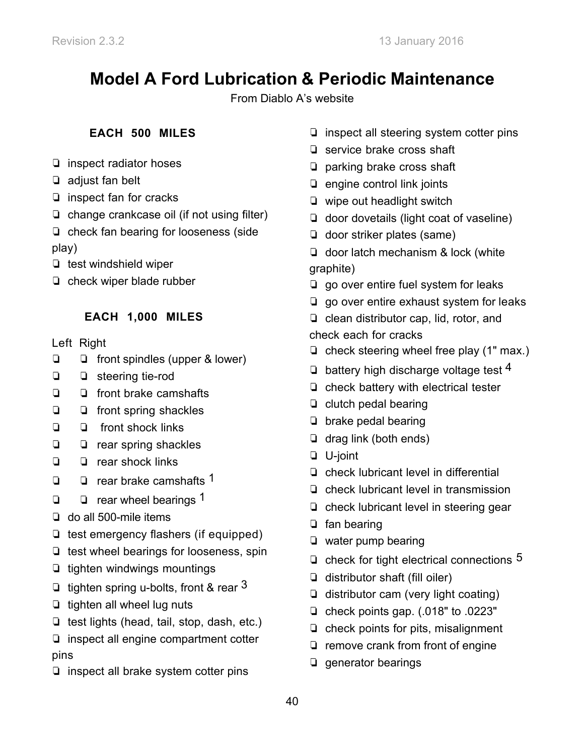# Model A Ford Lubrication & Periodic Maintenance

From Diablo A's website

### EACH 500 MILES

- ❏ inspect radiator hoses
- ❏ adjust fan belt
- ❏ inspect fan for cracks
- ❏ change crankcase oil (if not using filter)
- ❏ check fan bearing for looseness (side play)
- ❏ test windshield wiper
- ❏ check wiper blade rubber

### EACH 1,000 MILES

| Left | Right | |
|---|---|---|
| ❏ | ❏ | front spindles (upper & lower) |
| ❏ | ❏ | steering tie-rod |
| ❏ | ❏ | front brake camshafts |
| ❏ | ❏ | front spring shackles |
| ❏ | ❏ | front shock links |
| ❏ | ❏ | rear spring shackles |
| ❏ | ❏ | rear shock links |
| ❏ | ❏ | rear brake camshafts [1] |
| ❏ | ❏ | rear wheel bearings [1] |

- ❏ do all 500-mile items
- ❏ test emergency flashers (if equipped)
- ❏ test wheel bearings for looseness, spin
- ❏ tighten windwings mountings
- ❏ tighten spring u-bolts, front & rear [3]
- ❏ tighten all wheel lug nuts
- ❏ test lights (head, tail, stop, dash, etc.)
- ❏ inspect all engine compartment cotter pins
- ❏ inspect all brake system cotter pins
- ❏ inspect all steering system cotter pins
- ❏ service brake cross shaft
- ❏ parking brake cross shaft
- ❏ engine control link joints
- ❏ wipe out headlight switch
- ❏ door dovetails (light coat of vaseline)
- ❏ door striker plates (same)
- ❏ door latch mechanism & lock (white graphite)
- ❏ go over entire fuel system for leaks
- ❏ go over entire exhaust system for leaks
- ❏ clean distributor cap, lid, rotor, and check each for cracks
- ❏ check steering wheel free play (1" max.)
- ❏ battery high discharge voltage test [4]
- ❏ check battery with electrical tester
- ❏ clutch pedal bearing
- ❏ brake pedal bearing
- ❏ drag link (both ends)
- ❏ U-joint
- ❏ check lubricant level in differential
- ❏ check lubricant level in transmission
- ❏ check lubricant level in steering gear
- ❏ fan bearing
- ❏ water pump bearing
- ❏ check for tight electrical connections [5]
- ❏ distributor shaft (fill oiler)
- ❏ distributor cam (very light coating)
- ❏ check points gap. (.018" to .0223"
- ❏ check points for pits, misalignment
- ❏ remove crank from front of engine
- ❏ generator bearings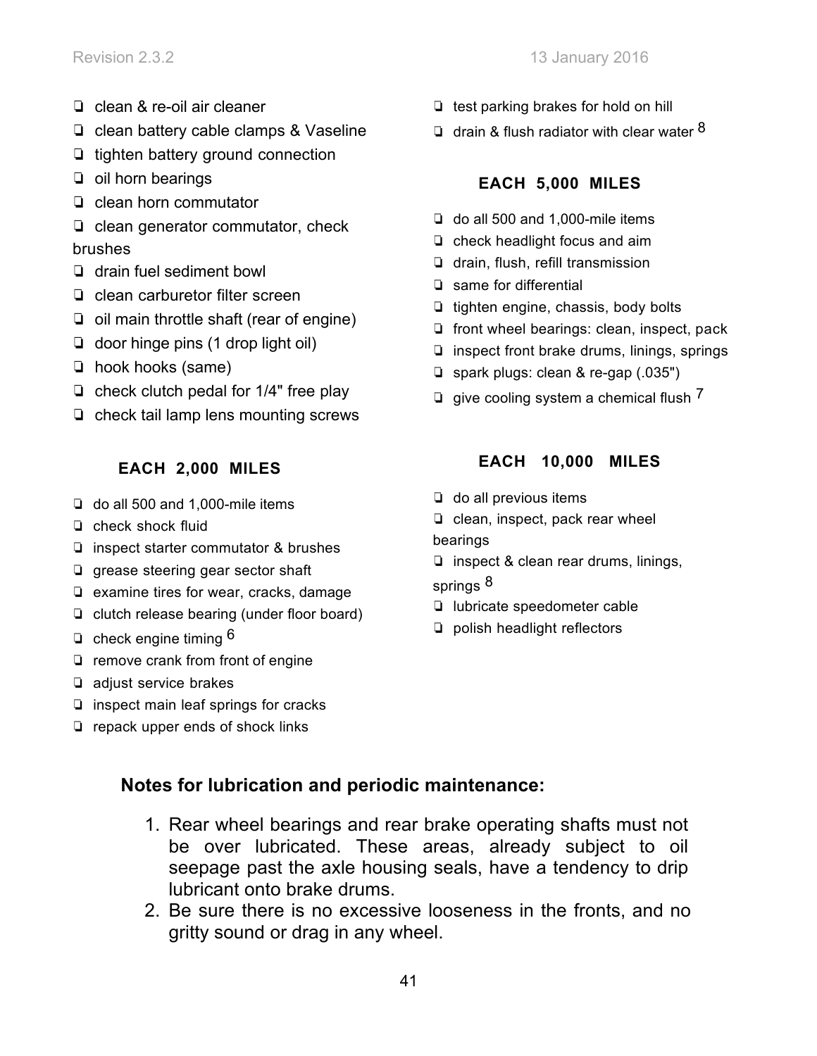- ❏ clean & re-oil air cleaner
- ❏ clean battery cable clamps & Vaseline
- ❏ tighten battery ground connection
- ❏ oil horn bearings
- ❏ clean horn commutator
- ❏ clean generator commutator, check brushes
- ❏ drain fuel sediment bowl
- ❏ clean carburetor filter screen
- ❏ oil main throttle shaft (rear of engine)
- ❏ door hinge pins (1 drop light oil)
- ❏ hook hooks (same)
- ❏ check clutch pedal for 1/4" free play
- ❏ check tail lamp lens mounting screws

### EACH 2,000 MILES

- ❏ do all 500 and 1,000-mile items
- ❏ check shock fluid
- ❏ inspect starter commutator & brushes
- ❏ grease steering gear sector shaft
- ❏ examine tires for wear, cracks, damage
- ❏ clutch release bearing (under floor board)
- ❏ check engine timing [6]
- ❏ remove crank from front of engine
- ❏ adjust service brakes
- ❏ inspect main leaf springs for cracks
- ❏ repack upper ends of shock links
- ❏ test parking brakes for hold on hill
- ❏ drain & flush radiator with clear water [8]

### EACH 5,000 MILES

- ❏ do all 500 and 1,000-mile items
- ❏ check headlight focus and aim
- ❏ drain, flush, refill transmission
- ❏ same for differential
- ❏ tighten engine, chassis, body bolts
- ❏ front wheel bearings: clean, inspect, pack
- ❏ inspect front brake drums, linings, springs
- ❏ spark plugs: clean & re-gap (.035")
- ❏ give cooling system a chemical flush [7]

### EACH 10,000 MILES

- ❏ do all previous items
- ❏ clean, inspect, pack rear wheel bearings
- ❏ inspect & clean rear drums, linings, springs [8]
- ❏ lubricate speedometer cable
- ❏ polish headlight reflectors

## Notes for lubrication and periodic maintenance:

1. Rear wheel bearings and rear brake operating shafts must not be over lubricated. These areas, already subject to oil seepage past the axle housing seals, have a tendency to drip lubricant onto brake drums.
2. Be sure there is no excessive looseness in the fronts, and no gritty sound or drag in any wheel.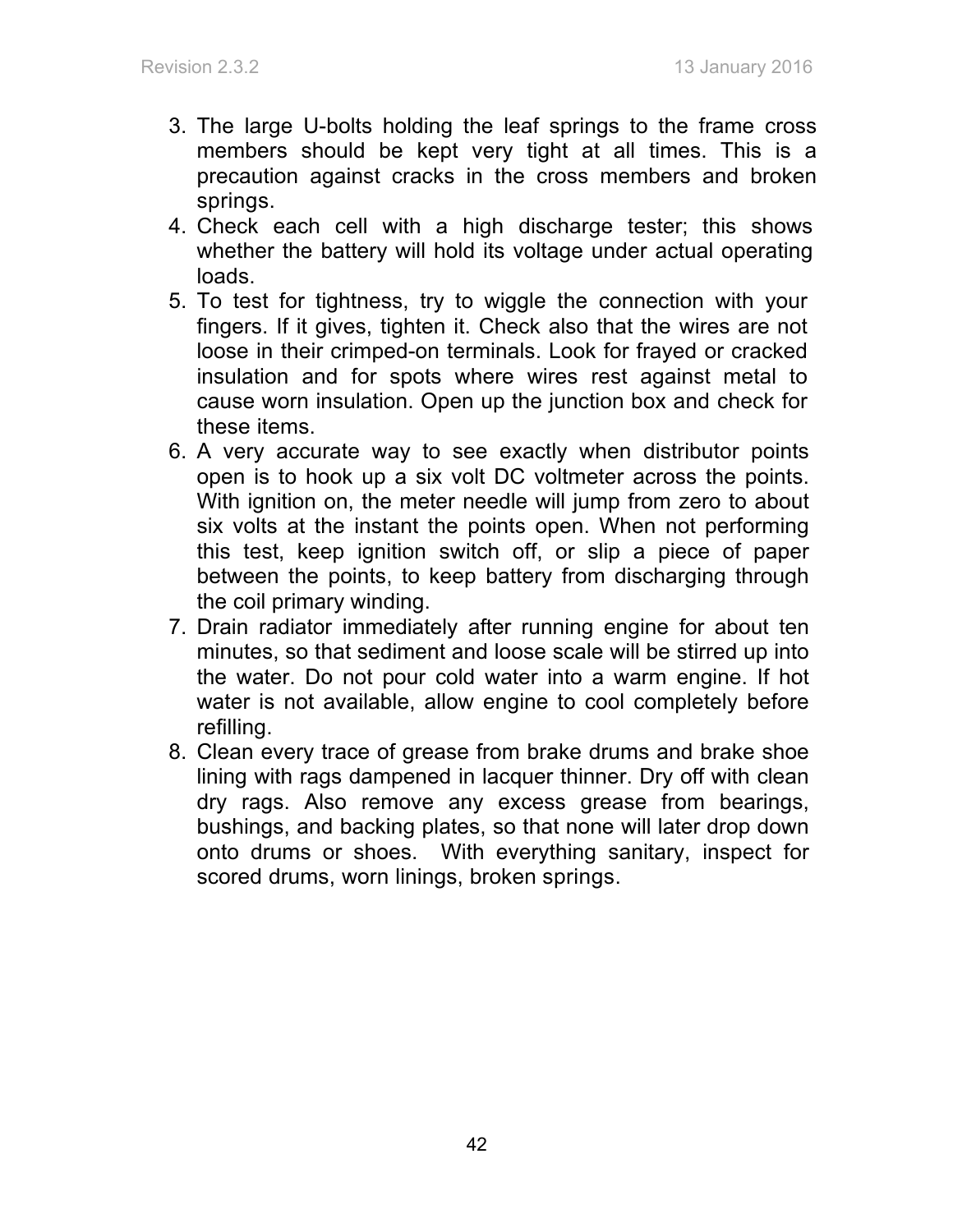3. The large U-bolts holding the leaf springs to the frame cross members should be kept very tight at all times. This is a precaution against cracks in the cross members and broken springs.
4. Check each cell with a high discharge tester; this shows whether the battery will hold its voltage under actual operating loads.
5. To test for tightness, try to wiggle the connection with your fingers. If it gives, tighten it. Check also that the wires are not loose in their crimped-on terminals. Look for frayed or cracked insulation and for spots where wires rest against metal to cause worn insulation. Open up the junction box and check for these items.
6. A very accurate way to see exactly when distributor points open is to hook up a six volt DC voltmeter across the points. With ignition on, the meter needle will jump from zero to about six volts at the instant the points open. When not performing this test, keep ignition switch off, or slip a piece of paper between the points, to keep battery from discharging through the coil primary winding.
7. Drain radiator immediately after running engine for about ten minutes, so that sediment and loose scale will be stirred up into the water. Do not pour cold water into a warm engine. If hot water is not available, allow engine to cool completely before refilling.
8. Clean every trace of grease from brake drums and brake shoe lining with rags dampened in lacquer thinner. Dry off with clean dry rags. Also remove any excess grease from bearings, bushings, and backing plates, so that none will later drop down onto drums or shoes. With everything sanitary, inspect for scored drums, worn linings, broken springs.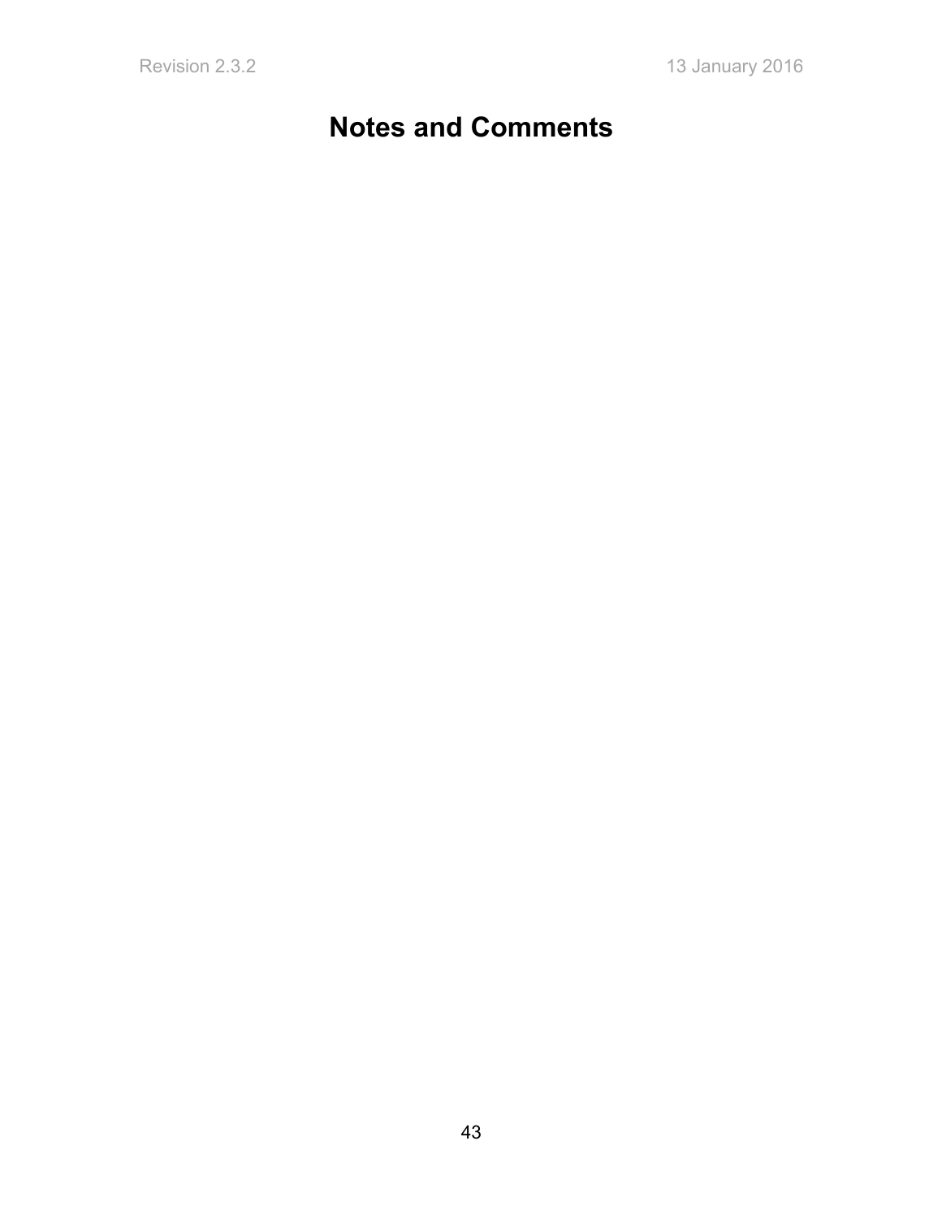# Notes and Comments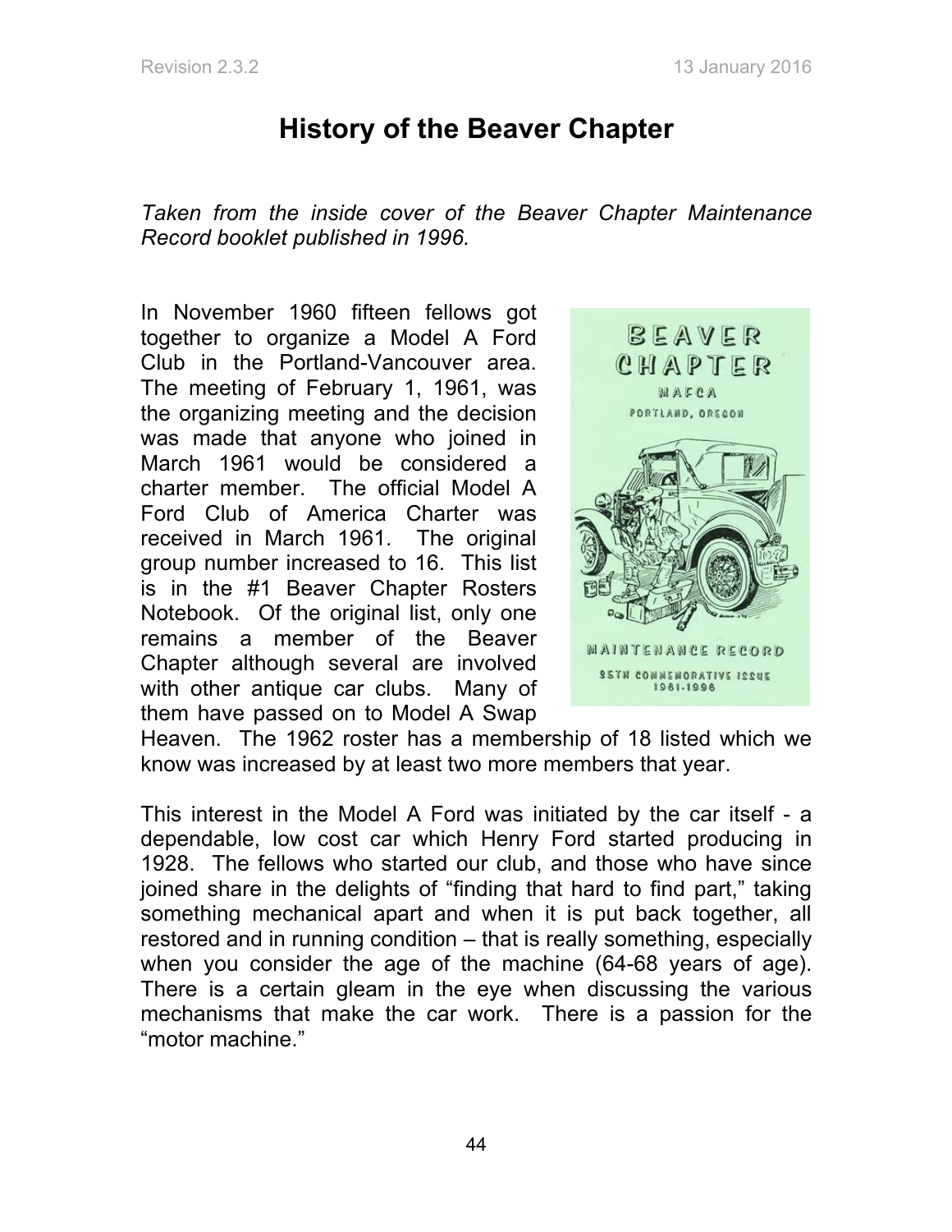# History of the Beaver Chapter

*Taken from the inside cover of the Beaver Chapter Maintenance Record booklet published in 1996.*

In November 1960 fifteen fellows got together to organize a Model A Ford Club in the Portland-Vancouver area. The meeting of February 1, 1961, was the organizing meeting and the decision was made that anyone who joined in March 1961 would be considered a charter member. The official Model A Ford Club of America Charter was received in March 1961. The original group number increased to 16. This list is in the #1 Beaver Chapter Rosters Notebook. Of the original list, only one remains a member of the Beaver Chapter although several are involved with other antique car clubs. Many of them have passed on to Model A Swap Heaven. The 1962 roster has a membership of 18 listed which we know was increased by at least two more members that year.

This interest in the Model A Ford was initiated by the car itself - a dependable, low cost car which Henry Ford started producing in 1928. The fellows who started our club, and those who have since joined share in the delights of "finding that hard to find part," taking something mechanical apart and when it is put back together, all restored and in running condition – that is really something, especially when you consider the age of the machine (64-68 years of age). There is a certain gleam in the eye when discussing the various mechanisms that make the car work. There is a passion for the "motor machine."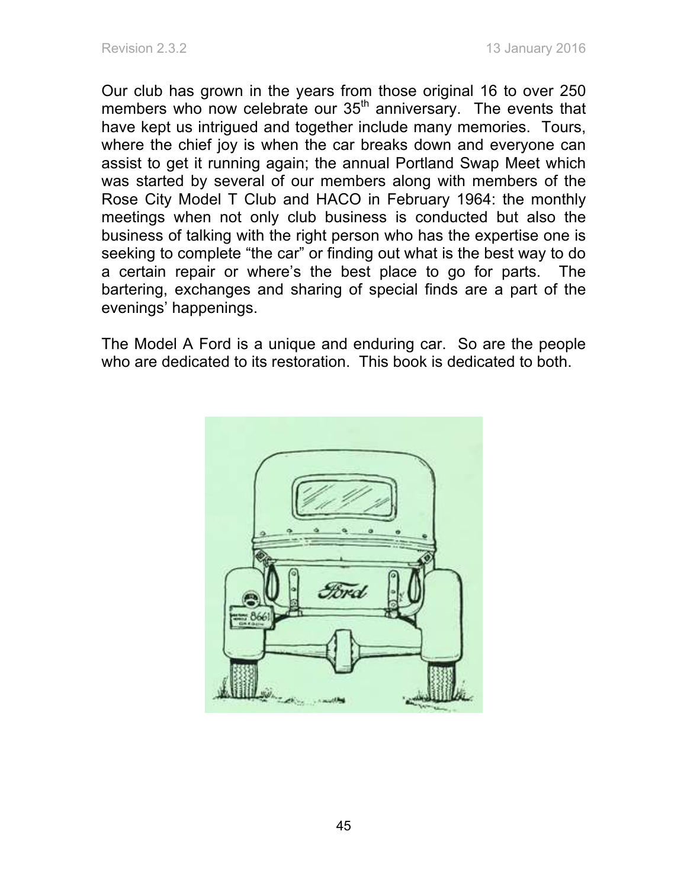Our club has grown in the years from those original 16 to over 250 members who now celebrate our 35th anniversary. The events that have kept us intrigued and together include many memories. Tours, where the chief joy is when the car breaks down and everyone can assist to get it running again; the annual Portland Swap Meet which was started by several of our members along with members of the Rose City Model T Club and HACO in February 1964: the monthly meetings when not only club business is conducted but also the business of talking with the right person who has the expertise one is seeking to complete "the car" or finding out what is the best way to do a certain repair or where's the best place to go for parts. The bartering, exchanges and sharing of special finds are a part of the evenings' happenings.

The Model A Ford is a unique and enduring car. So are the people who are dedicated to its restoration. This book is dedicated to both.